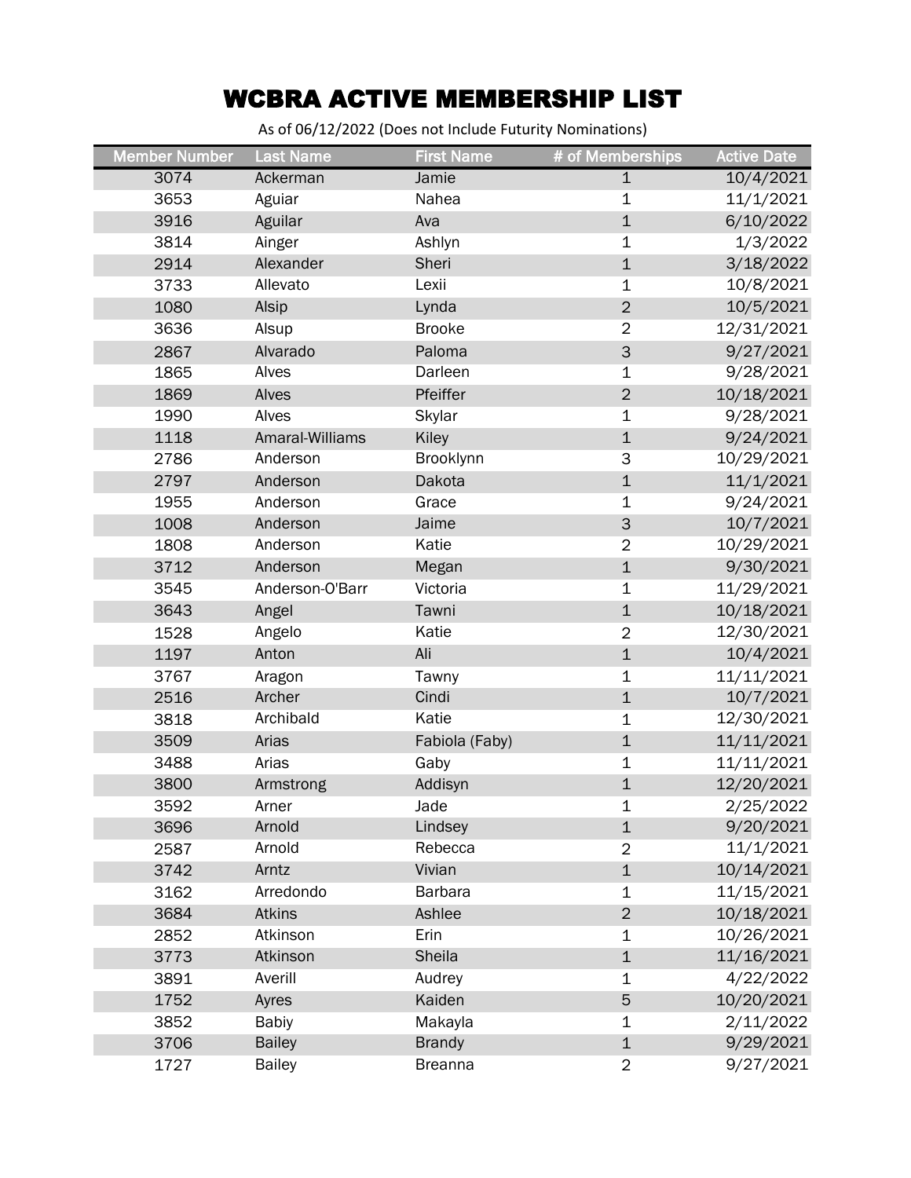# WCBRA ACTIVE MEMBERSHIP LIST

As of 06/12/2022 (Does not Include Futurity Nominations)

| Member Number | Last Name | First Name | # of Memberships | Active Date |
|---|---|---|---|---|
| 3074 | Ackerman | Jamie | 1 | 10/4/2021 |
| 3653 | Aguiar | Nahea | 1 | 11/1/2021 |
| 3916 | Aguilar | Ava | 1 | 6/10/2022 |
| 3814 | Ainger | Ashlyn | 1 | 1/3/2022 |
| 2914 | Alexander | Sheri | 1 | 3/18/2022 |
| 3733 | Allevato | Lexii | 1 | 10/8/2021 |
| 1080 | Alsip | Lynda | 2 | 10/5/2021 |
| 3636 | Alsup | Brooke | 2 | 12/31/2021 |
| 2867 | Alvarado | Paloma | 3 | 9/27/2021 |
| 1865 | Alves | Darleen | 1 | 9/28/2021 |
| 1869 | Alves | Pfeiffer | 2 | 10/18/2021 |
| 1990 | Alves | Skylar | 1 | 9/28/2021 |
| 1118 | Amaral-Williams | Kiley | 1 | 9/24/2021 |
| 2786 | Anderson | Brooklynn | 3 | 10/29/2021 |
| 2797 | Anderson | Dakota | 1 | 11/1/2021 |
| 1955 | Anderson | Grace | 1 | 9/24/2021 |
| 1008 | Anderson | Jaime | 3 | 10/7/2021 |
| 1808 | Anderson | Katie | 2 | 10/29/2021 |
| 3712 | Anderson | Megan | 1 | 9/30/2021 |
| 3545 | Anderson-O'Barr | Victoria | 1 | 11/29/2021 |
| 3643 | Angel | Tawni | 1 | 10/18/2021 |
| 1528 | Angelo | Katie | 2 | 12/30/2021 |
| 1197 | Anton | Ali | 1 | 10/4/2021 |
| 3767 | Aragon | Tawny | 1 | 11/11/2021 |
| 2516 | Archer | Cindi | 1 | 10/7/2021 |
| 3818 | Archibald | Katie | 1 | 12/30/2021 |
| 3509 | Arias | Fabiola (Faby) | 1 | 11/11/2021 |
| 3488 | Arias | Gaby | 1 | 11/11/2021 |
| 3800 | Armstrong | Addisyn | 1 | 12/20/2021 |
| 3592 | Arner | Jade | 1 | 2/25/2022 |
| 3696 | Arnold | Lindsey | 1 | 9/20/2021 |
| 2587 | Arnold | Rebecca | 2 | 11/1/2021 |
| 3742 | Arntz | Vivian | 1 | 10/14/2021 |
| 3162 | Arredondo | Barbara | 1 | 11/15/2021 |
| 3684 | Atkins | Ashlee | 2 | 10/18/2021 |
| 2852 | Atkinson | Erin | 1 | 10/26/2021 |
| 3773 | Atkinson | Sheila | 1 | 11/16/2021 |
| 3891 | Averill | Audrey | 1 | 4/22/2022 |
| 1752 | Ayres | Kaiden | 5 | 10/20/2021 |
| 3852 | Babiy | Makayla | 1 | 2/11/2022 |
| 3706 | Bailey | Brandy | 1 | 9/29/2021 |
| 1727 | Bailey | Breanna | 2 | 9/27/2021 |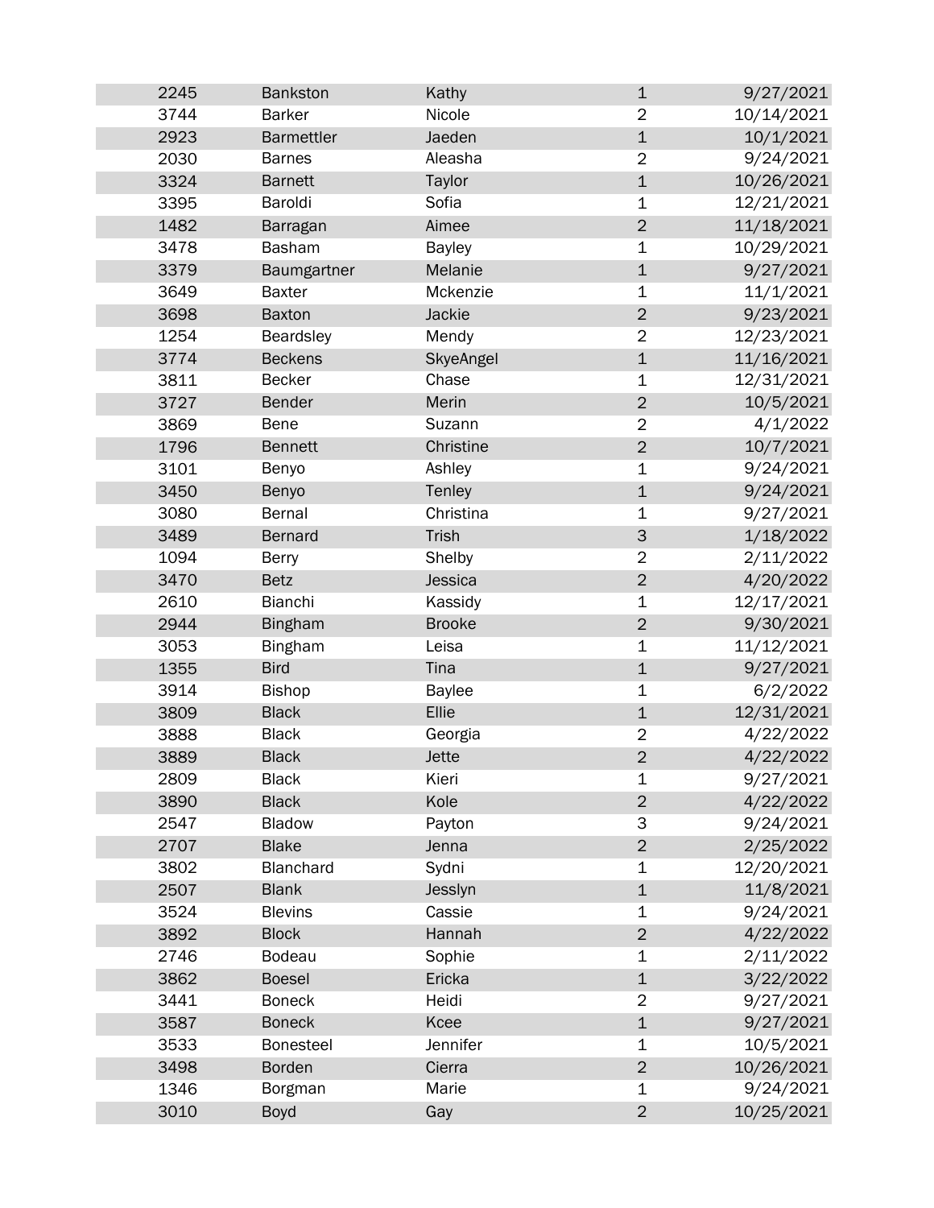| | | | | |
|---|---|---|---|---|
| 2245 | Bankston | Kathy | 1 | 9/27/2021 |
| 3744 | Barker | Nicole | 2 | 10/14/2021 |
| 2923 | Barmettler | Jaeden | 1 | 10/1/2021 |
| 2030 | Barnes | Aleasha | 2 | 9/24/2021 |
| 3324 | Barnett | Taylor | 1 | 10/26/2021 |
| 3395 | Baroldi | Sofia | 1 | 12/21/2021 |
| 1482 | Barragan | Aimee | 2 | 11/18/2021 |
| 3478 | Basham | Bayley | 1 | 10/29/2021 |
| 3379 | Baumgartner | Melanie | 1 | 9/27/2021 |
| 3649 | Baxter | Mckenzie | 1 | 11/1/2021 |
| 3698 | Baxton | Jackie | 2 | 9/23/2021 |
| 1254 | Beardsley | Mendy | 2 | 12/23/2021 |
| 3774 | Beckens | SkyeAngel | 1 | 11/16/2021 |
| 3811 | Becker | Chase | 1 | 12/31/2021 |
| 3727 | Bender | Merin | 2 | 10/5/2021 |
| 3869 | Bene | Suzann | 2 | 4/1/2022 |
| 1796 | Bennett | Christine | 2 | 10/7/2021 |
| 3101 | Benyo | Ashley | 1 | 9/24/2021 |
| 3450 | Benyo | Tenley | 1 | 9/24/2021 |
| 3080 | Bernal | Christina | 1 | 9/27/2021 |
| 3489 | Bernard | Trish | 3 | 1/18/2022 |
| 1094 | Berry | Shelby | 2 | 2/11/2022 |
| 3470 | Betz | Jessica | 2 | 4/20/2022 |
| 2610 | Bianchi | Kassidy | 1 | 12/17/2021 |
| 2944 | Bingham | Brooke | 2 | 9/30/2021 |
| 3053 | Bingham | Leisa | 1 | 11/12/2021 |
| 1355 | Bird | Tina | 1 | 9/27/2021 |
| 3914 | Bishop | Baylee | 1 | 6/2/2022 |
| 3809 | Black | Ellie | 1 | 12/31/2021 |
| 3888 | Black | Georgia | 2 | 4/22/2022 |
| 3889 | Black | Jette | 2 | 4/22/2022 |
| 2809 | Black | Kieri | 1 | 9/27/2021 |
| 3890 | Black | Kole | 2 | 4/22/2022 |
| 2547 | Bladow | Payton | 3 | 9/24/2021 |
| 2707 | Blake | Jenna | 2 | 2/25/2022 |
| 3802 | Blanchard | Sydni | 1 | 12/20/2021 |
| 2507 | Blank | Jesslyn | 1 | 11/8/2021 |
| 3524 | Blevins | Cassie | 1 | 9/24/2021 |
| 3892 | Block | Hannah | 2 | 4/22/2022 |
| 2746 | Bodeau | Sophie | 1 | 2/11/2022 |
| 3862 | Boesel | Ericka | 1 | 3/22/2022 |
| 3441 | Boneck | Heidi | 2 | 9/27/2021 |
| 3587 | Boneck | Kcee | 1 | 9/27/2021 |
| 3533 | Bonesteel | Jennifer | 1 | 10/5/2021 |
| 3498 | Borden | Cierra | 2 | 10/26/2021 |
| 1346 | Borgman | Marie | 1 | 9/24/2021 |
| 3010 | Boyd | Gay | 2 | 10/25/2021 |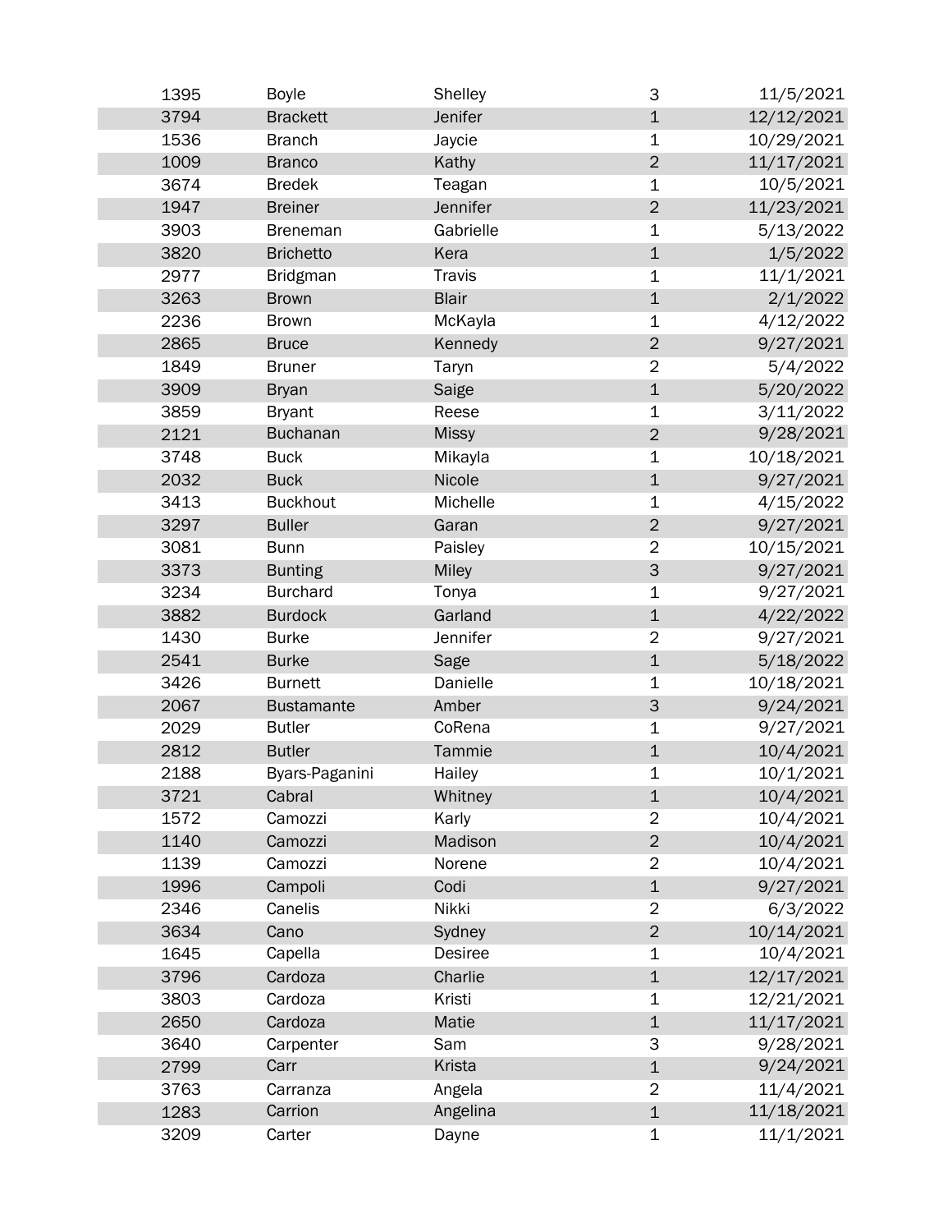| | | | | |
|---|---|---|---|---|
| 1395 | Boyle | Shelley | 3 | 11/5/2021 |
| 3794 | Brackett | Jenifer | 1 | 12/12/2021 |
| 1536 | Branch | Jaycie | 1 | 10/29/2021 |
| 1009 | Branco | Kathy | 2 | 11/17/2021 |
| 3674 | Bredek | Teagan | 1 | 10/5/2021 |
| 1947 | Breiner | Jennifer | 2 | 11/23/2021 |
| 3903 | Breneman | Gabrielle | 1 | 5/13/2022 |
| 3820 | Brichetto | Kera | 1 | 1/5/2022 |
| 2977 | Bridgman | Travis | 1 | 11/1/2021 |
| 3263 | Brown | Blair | 1 | 2/1/2022 |
| 2236 | Brown | McKayla | 1 | 4/12/2022 |
| 2865 | Bruce | Kennedy | 2 | 9/27/2021 |
| 1849 | Bruner | Taryn | 2 | 5/4/2022 |
| 3909 | Bryan | Saige | 1 | 5/20/2022 |
| 3859 | Bryant | Reese | 1 | 3/11/2022 |
| 2121 | Buchanan | Missy | 2 | 9/28/2021 |
| 3748 | Buck | Mikayla | 1 | 10/18/2021 |
| 2032 | Buck | Nicole | 1 | 9/27/2021 |
| 3413 | Buckhout | Michelle | 1 | 4/15/2022 |
| 3297 | Buller | Garan | 2 | 9/27/2021 |
| 3081 | Bunn | Paisley | 2 | 10/15/2021 |
| 3373 | Bunting | Miley | 3 | 9/27/2021 |
| 3234 | Burchard | Tonya | 1 | 9/27/2021 |
| 3882 | Burdock | Garland | 1 | 4/22/2022 |
| 1430 | Burke | Jennifer | 2 | 9/27/2021 |
| 2541 | Burke | Sage | 1 | 5/18/2022 |
| 3426 | Burnett | Danielle | 1 | 10/18/2021 |
| 2067 | Bustamante | Amber | 3 | 9/24/2021 |
| 2029 | Butler | CoRena | 1 | 9/27/2021 |
| 2812 | Butler | Tammie | 1 | 10/4/2021 |
| 2188 | Byars-Paganini | Hailey | 1 | 10/1/2021 |
| 3721 | Cabral | Whitney | 1 | 10/4/2021 |
| 1572 | Camozzi | Karly | 2 | 10/4/2021 |
| 1140 | Camozzi | Madison | 2 | 10/4/2021 |
| 1139 | Camozzi | Norene | 2 | 10/4/2021 |
| 1996 | Campoli | Codi | 1 | 9/27/2021 |
| 2346 | Canelis | Nikki | 2 | 6/3/2022 |
| 3634 | Cano | Sydney | 2 | 10/14/2021 |
| 1645 | Capella | Desiree | 1 | 10/4/2021 |
| 3796 | Cardoza | Charlie | 1 | 12/17/2021 |
| 3803 | Cardoza | Kristi | 1 | 12/21/2021 |
| 2650 | Cardoza | Matie | 1 | 11/17/2021 |
| 3640 | Carpenter | Sam | 3 | 9/28/2021 |
| 2799 | Carr | Krista | 1 | 9/24/2021 |
| 3763 | Carranza | Angela | 2 | 11/4/2021 |
| 1283 | Carrion | Angelina | 1 | 11/18/2021 |
| 3209 | Carter | Dayne | 1 | 11/1/2021 |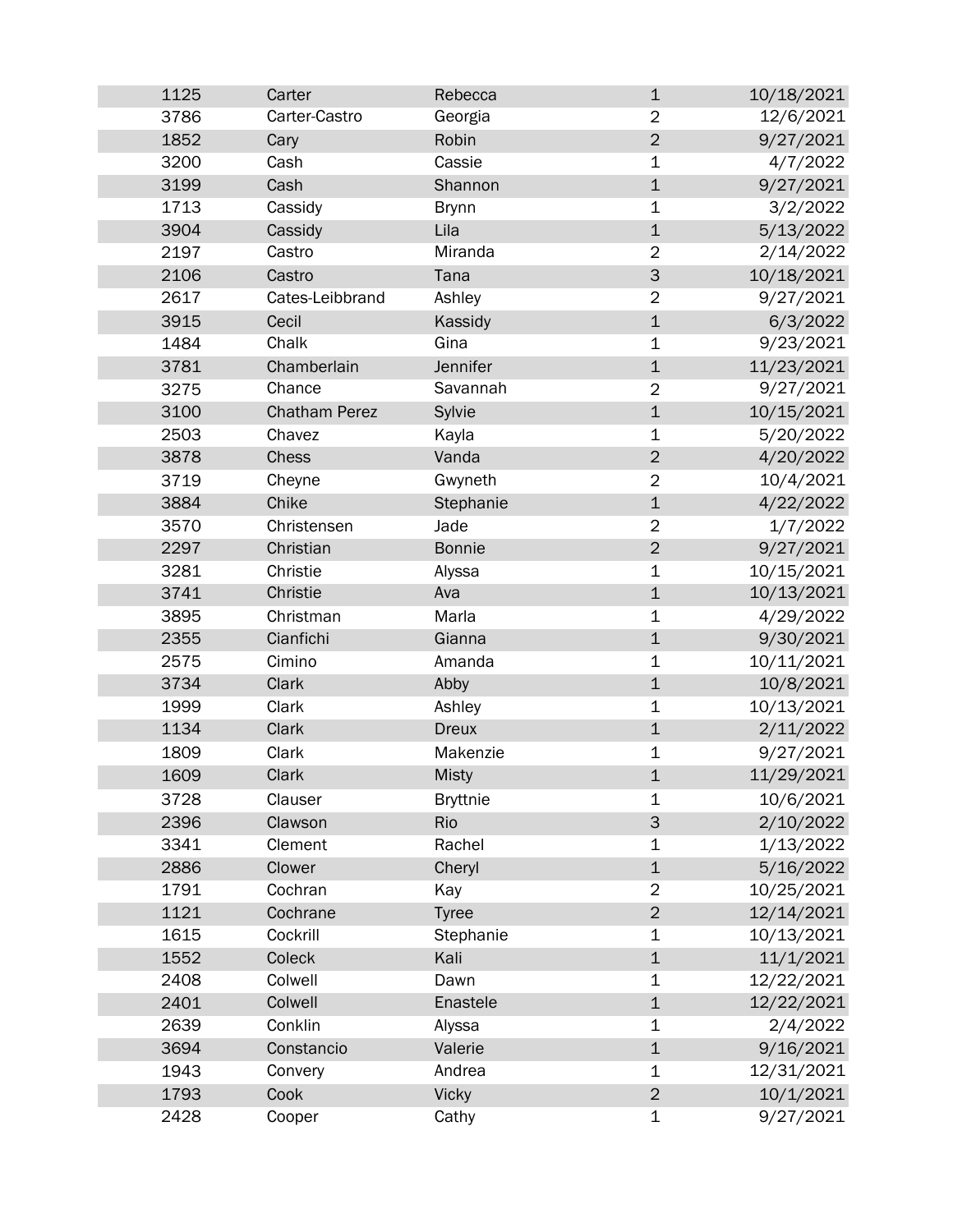| | | | | |
|---|---|---|---|---|
| 1125 | Carter | Rebecca | 1 | 10/18/2021 |
| 3786 | Carter-Castro | Georgia | 2 | 12/6/2021 |
| 1852 | Cary | Robin | 2 | 9/27/2021 |
| 3200 | Cash | Cassie | 1 | 4/7/2022 |
| 3199 | Cash | Shannon | 1 | 9/27/2021 |
| 1713 | Cassidy | Brynn | 1 | 3/2/2022 |
| 3904 | Cassidy | Lila | 1 | 5/13/2022 |
| 2197 | Castro | Miranda | 2 | 2/14/2022 |
| 2106 | Castro | Tana | 3 | 10/18/2021 |
| 2617 | Cates-Leibbrand | Ashley | 2 | 9/27/2021 |
| 3915 | Cecil | Kassidy | 1 | 6/3/2022 |
| 1484 | Chalk | Gina | 1 | 9/23/2021 |
| 3781 | Chamberlain | Jennifer | 1 | 11/23/2021 |
| 3275 | Chance | Savannah | 2 | 9/27/2021 |
| 3100 | Chatham Perez | Sylvie | 1 | 10/15/2021 |
| 2503 | Chavez | Kayla | 1 | 5/20/2022 |
| 3878 | Chess | Vanda | 2 | 4/20/2022 |
| 3719 | Cheyne | Gwyneth | 2 | 10/4/2021 |
| 3884 | Chike | Stephanie | 1 | 4/22/2022 |
| 3570 | Christensen | Jade | 2 | 1/7/2022 |
| 2297 | Christian | Bonnie | 2 | 9/27/2021 |
| 3281 | Christie | Alyssa | 1 | 10/15/2021 |
| 3741 | Christie | Ava | 1 | 10/13/2021 |
| 3895 | Christman | Marla | 1 | 4/29/2022 |
| 2355 | Cianfichi | Gianna | 1 | 9/30/2021 |
| 2575 | Cimino | Amanda | 1 | 10/11/2021 |
| 3734 | Clark | Abby | 1 | 10/8/2021 |
| 1999 | Clark | Ashley | 1 | 10/13/2021 |
| 1134 | Clark | Dreux | 1 | 2/11/2022 |
| 1809 | Clark | Makenzie | 1 | 9/27/2021 |
| 1609 | Clark | Misty | 1 | 11/29/2021 |
| 3728 | Clauser | Bryttnie | 1 | 10/6/2021 |
| 2396 | Clawson | Rio | 3 | 2/10/2022 |
| 3341 | Clement | Rachel | 1 | 1/13/2022 |
| 2886 | Clower | Cheryl | 1 | 5/16/2022 |
| 1791 | Cochran | Kay | 2 | 10/25/2021 |
| 1121 | Cochrane | Tyree | 2 | 12/14/2021 |
| 1615 | Cockrill | Stephanie | 1 | 10/13/2021 |
| 1552 | Coleck | Kali | 1 | 11/1/2021 |
| 2408 | Colwell | Dawn | 1 | 12/22/2021 |
| 2401 | Colwell | Enastele | 1 | 12/22/2021 |
| 2639 | Conklin | Alyssa | 1 | 2/4/2022 |
| 3694 | Constancio | Valerie | 1 | 9/16/2021 |
| 1943 | Convery | Andrea | 1 | 12/31/2021 |
| 1793 | Cook | Vicky | 2 | 10/1/2021 |
| 2428 | Cooper | Cathy | 1 | 9/27/2021 |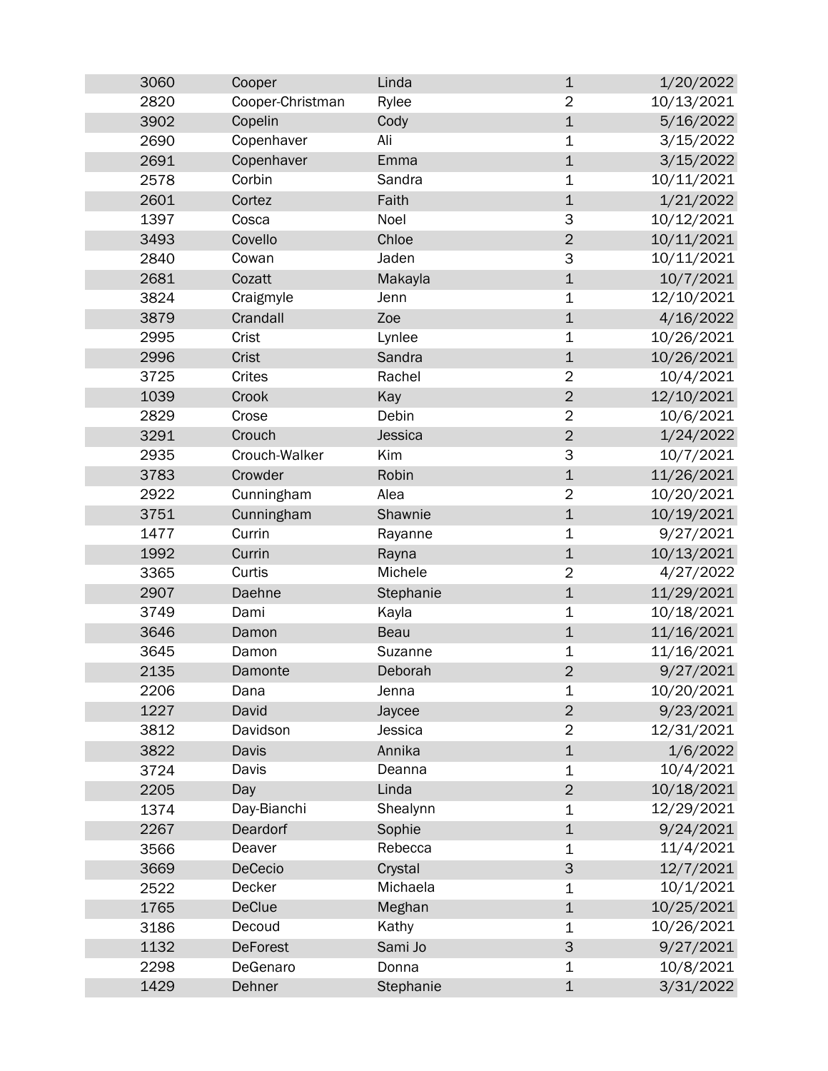| | | | | |
|---|---|---|---|---|
| 3060 | Cooper | Linda | 1 | 1/20/2022 |
| 2820 | Cooper-Christman | Rylee | 2 | 10/13/2021 |
| 3902 | Copelin | Cody | 1 | 5/16/2022 |
| 2690 | Copenhaver | Ali | 1 | 3/15/2022 |
| 2691 | Copenhaver | Emma | 1 | 3/15/2022 |
| 2578 | Corbin | Sandra | 1 | 10/11/2021 |
| 2601 | Cortez | Faith | 1 | 1/21/2022 |
| 1397 | Cosca | Noel | 3 | 10/12/2021 |
| 3493 | Covello | Chloe | 2 | 10/11/2021 |
| 2840 | Cowan | Jaden | 3 | 10/11/2021 |
| 2681 | Cozatt | Makayla | 1 | 10/7/2021 |
| 3824 | Craigmyle | Jenn | 1 | 12/10/2021 |
| 3879 | Crandall | Zoe | 1 | 4/16/2022 |
| 2995 | Crist | Lynlee | 1 | 10/26/2021 |
| 2996 | Crist | Sandra | 1 | 10/26/2021 |
| 3725 | Crites | Rachel | 2 | 10/4/2021 |
| 1039 | Crook | Kay | 2 | 12/10/2021 |
| 2829 | Crose | Debin | 2 | 10/6/2021 |
| 3291 | Crouch | Jessica | 2 | 1/24/2022 |
| 2935 | Crouch-Walker | Kim | 3 | 10/7/2021 |
| 3783 | Crowder | Robin | 1 | 11/26/2021 |
| 2922 | Cunningham | Alea | 2 | 10/20/2021 |
| 3751 | Cunningham | Shawnie | 1 | 10/19/2021 |
| 1477 | Currin | Rayanne | 1 | 9/27/2021 |
| 1992 | Currin | Rayna | 1 | 10/13/2021 |
| 3365 | Curtis | Michele | 2 | 4/27/2022 |
| 2907 | Daehne | Stephanie | 1 | 11/29/2021 |
| 3749 | Dami | Kayla | 1 | 10/18/2021 |
| 3646 | Damon | Beau | 1 | 11/16/2021 |
| 3645 | Damon | Suzanne | 1 | 11/16/2021 |
| 2135 | Damonte | Deborah | 2 | 9/27/2021 |
| 2206 | Dana | Jenna | 1 | 10/20/2021 |
| 1227 | David | Jaycee | 2 | 9/23/2021 |
| 3812 | Davidson | Jessica | 2 | 12/31/2021 |
| 3822 | Davis | Annika | 1 | 1/6/2022 |
| 3724 | Davis | Deanna | 1 | 10/4/2021 |
| 2205 | Day | Linda | 2 | 10/18/2021 |
| 1374 | Day-Bianchi | Shealynn | 1 | 12/29/2021 |
| 2267 | Deardorf | Sophie | 1 | 9/24/2021 |
| 3566 | Deaver | Rebecca | 1 | 11/4/2021 |
| 3669 | DeCecio | Crystal | 3 | 12/7/2021 |
| 2522 | Decker | Michaela | 1 | 10/1/2021 |
| 1765 | DeClue | Meghan | 1 | 10/25/2021 |
| 3186 | Decoud | Kathy | 1 | 10/26/2021 |
| 1132 | DeForest | Sami Jo | 3 | 9/27/2021 |
| 2298 | DeGenaro | Donna | 1 | 10/8/2021 |
| 1429 | Dehner | Stephanie | 1 | 3/31/2022 |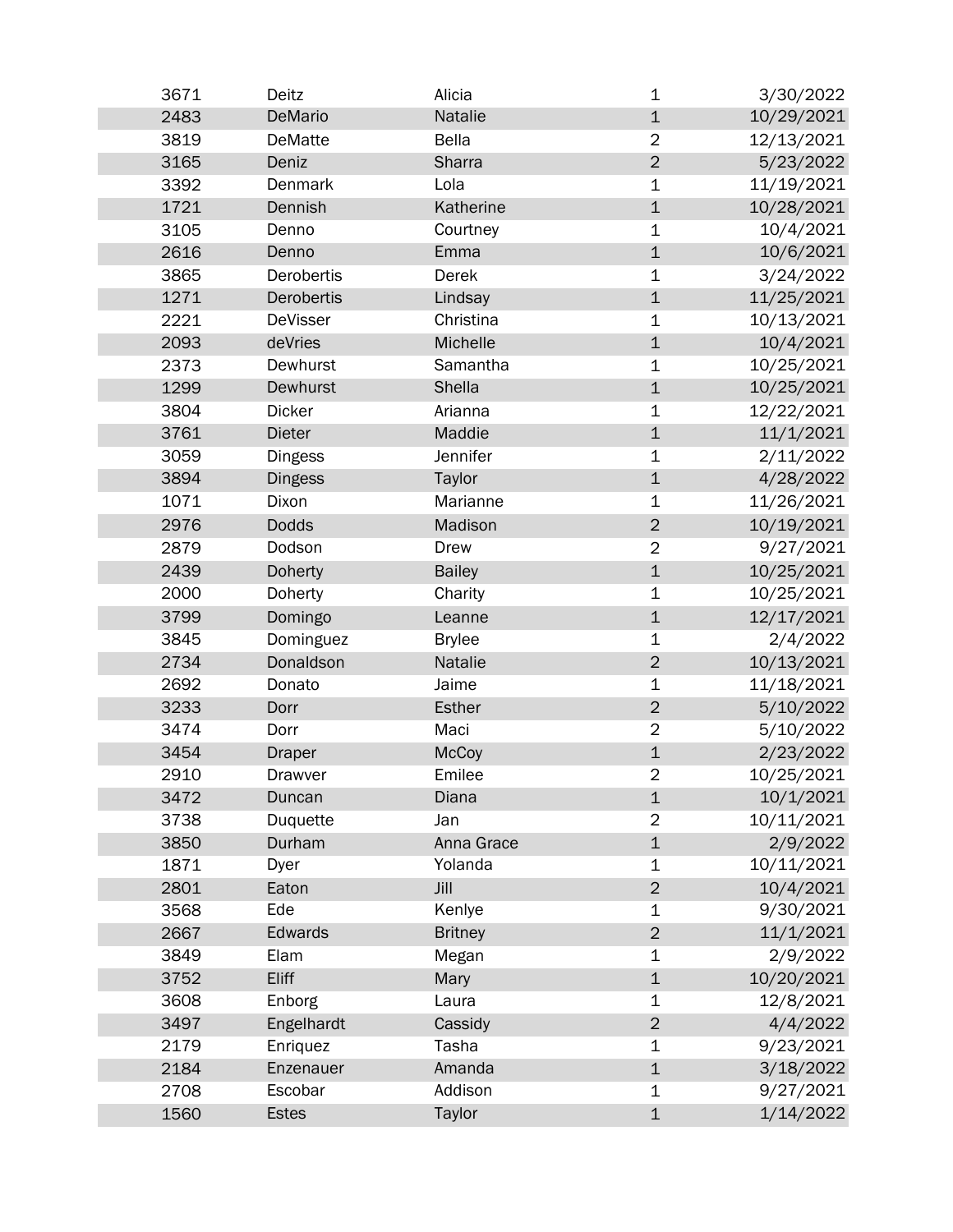| | | | | |
|---|---|---|---|---|
| 3671 | Deitz | Alicia | 1 | 3/30/2022 |
| 2483 | DeMario | Natalie | 1 | 10/29/2021 |
| 3819 | DeMatte | Bella | 2 | 12/13/2021 |
| 3165 | Deniz | Sharra | 2 | 5/23/2022 |
| 3392 | Denmark | Lola | 1 | 11/19/2021 |
| 1721 | Dennish | Katherine | 1 | 10/28/2021 |
| 3105 | Denno | Courtney | 1 | 10/4/2021 |
| 2616 | Denno | Emma | 1 | 10/6/2021 |
| 3865 | Derobertis | Derek | 1 | 3/24/2022 |
| 1271 | Derobertis | Lindsay | 1 | 11/25/2021 |
| 2221 | DeVisser | Christina | 1 | 10/13/2021 |
| 2093 | deVries | Michelle | 1 | 10/4/2021 |
| 2373 | Dewhurst | Samantha | 1 | 10/25/2021 |
| 1299 | Dewhurst | Shella | 1 | 10/25/2021 |
| 3804 | Dicker | Arianna | 1 | 12/22/2021 |
| 3761 | Dieter | Maddie | 1 | 11/1/2021 |
| 3059 | Dingess | Jennifer | 1 | 2/11/2022 |
| 3894 | Dingess | Taylor | 1 | 4/28/2022 |
| 1071 | Dixon | Marianne | 1 | 11/26/2021 |
| 2976 | Dodds | Madison | 2 | 10/19/2021 |
| 2879 | Dodson | Drew | 2 | 9/27/2021 |
| 2439 | Doherty | Bailey | 1 | 10/25/2021 |
| 2000 | Doherty | Charity | 1 | 10/25/2021 |
| 3799 | Domingo | Leanne | 1 | 12/17/2021 |
| 3845 | Dominguez | Brylee | 1 | 2/4/2022 |
| 2734 | Donaldson | Natalie | 2 | 10/13/2021 |
| 2692 | Donato | Jaime | 1 | 11/18/2021 |
| 3233 | Dorr | Esther | 2 | 5/10/2022 |
| 3474 | Dorr | Maci | 2 | 5/10/2022 |
| 3454 | Draper | McCoy | 1 | 2/23/2022 |
| 2910 | Drawver | Emilee | 2 | 10/25/2021 |
| 3472 | Duncan | Diana | 1 | 10/1/2021 |
| 3738 | Duquette | Jan | 2 | 10/11/2021 |
| 3850 | Durham | Anna Grace | 1 | 2/9/2022 |
| 1871 | Dyer | Yolanda | 1 | 10/11/2021 |
| 2801 | Eaton | Jill | 2 | 10/4/2021 |
| 3568 | Ede | Kenlye | 1 | 9/30/2021 |
| 2667 | Edwards | Britney | 2 | 11/1/2021 |
| 3849 | Elam | Megan | 1 | 2/9/2022 |
| 3752 | Eliff | Mary | 1 | 10/20/2021 |
| 3608 | Enborg | Laura | 1 | 12/8/2021 |
| 3497 | Engelhardt | Cassidy | 2 | 4/4/2022 |
| 2179 | Enriquez | Tasha | 1 | 9/23/2021 |
| 2184 | Enzenauer | Amanda | 1 | 3/18/2022 |
| 2708 | Escobar | Addison | 1 | 9/27/2021 |
| 1560 | Estes | Taylor | 1 | 1/14/2022 |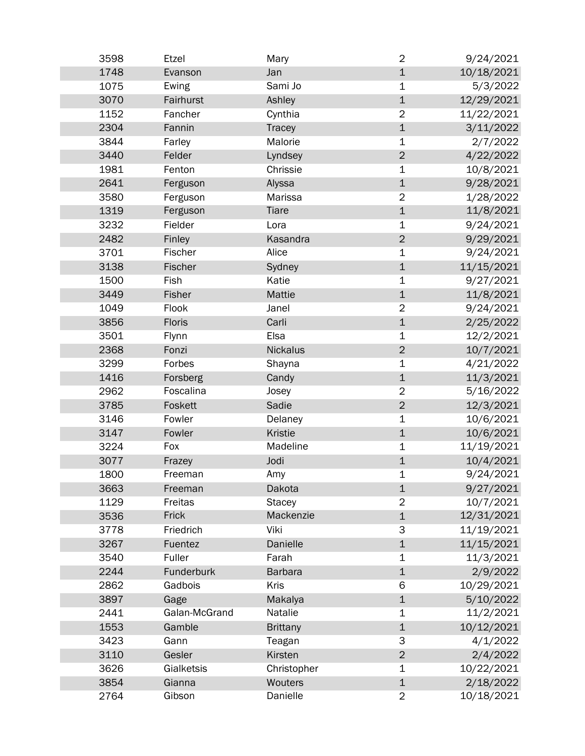| | | | | |
|---|---|---|---|---|
| 3598 | Etzel | Mary | 2 | 9/24/2021 |
| 1748 | Evanson | Jan | 1 | 10/18/2021 |
| 1075 | Ewing | Sami Jo | 1 | 5/3/2022 |
| 3070 | Fairhurst | Ashley | 1 | 12/29/2021 |
| 1152 | Fancher | Cynthia | 2 | 11/22/2021 |
| 2304 | Fannin | Tracey | 1 | 3/11/2022 |
| 3844 | Farley | Malorie | 1 | 2/7/2022 |
| 3440 | Felder | Lyndsey | 2 | 4/22/2022 |
| 1981 | Fenton | Chrissie | 1 | 10/8/2021 |
| 2641 | Ferguson | Alyssa | 1 | 9/28/2021 |
| 3580 | Ferguson | Marissa | 2 | 1/28/2022 |
| 1319 | Ferguson | Tiare | 1 | 11/8/2021 |
| 3232 | Fielder | Lora | 1 | 9/24/2021 |
| 2482 | Finley | Kasandra | 2 | 9/29/2021 |
| 3701 | Fischer | Alice | 1 | 9/24/2021 |
| 3138 | Fischer | Sydney | 1 | 11/15/2021 |
| 1500 | Fish | Katie | 1 | 9/27/2021 |
| 3449 | Fisher | Mattie | 1 | 11/8/2021 |
| 1049 | Flook | Janel | 2 | 9/24/2021 |
| 3856 | Floris | Carli | 1 | 2/25/2022 |
| 3501 | Flynn | Elsa | 1 | 12/2/2021 |
| 2368 | Fonzi | Nickalus | 2 | 10/7/2021 |
| 3299 | Forbes | Shayna | 1 | 4/21/2022 |
| 1416 | Forsberg | Candy | 1 | 11/3/2021 |
| 2962 | Foscalina | Josey | 2 | 5/16/2022 |
| 3785 | Foskett | Sadie | 2 | 12/3/2021 |
| 3146 | Fowler | Delaney | 1 | 10/6/2021 |
| 3147 | Fowler | Kristie | 1 | 10/6/2021 |
| 3224 | Fox | Madeline | 1 | 11/19/2021 |
| 3077 | Frazey | Jodi | 1 | 10/4/2021 |
| 1800 | Freeman | Amy | 1 | 9/24/2021 |
| 3663 | Freeman | Dakota | 1 | 9/27/2021 |
| 1129 | Freitas | Stacey | 2 | 10/7/2021 |
| 3536 | Frick | Mackenzie | 1 | 12/31/2021 |
| 3778 | Friedrich | Viki | 3 | 11/19/2021 |
| 3267 | Fuentez | Danielle | 1 | 11/15/2021 |
| 3540 | Fuller | Farah | 1 | 11/3/2021 |
| 2244 | Funderburk | Barbara | 1 | 2/9/2022 |
| 2862 | Gadbois | Kris | 6 | 10/29/2021 |
| 3897 | Gage | Makalya | 1 | 5/10/2022 |
| 2441 | Galan-McGrand | Natalie | 1 | 11/2/2021 |
| 1553 | Gamble | Brittany | 1 | 10/12/2021 |
| 3423 | Gann | Teagan | 3 | 4/1/2022 |
| 3110 | Gesler | Kirsten | 2 | 2/4/2022 |
| 3626 | Gialketsis | Christopher | 1 | 10/22/2021 |
| 3854 | Gianna | Wouters | 1 | 2/18/2022 |
| 2764 | Gibson | Danielle | 2 | 10/18/2021 |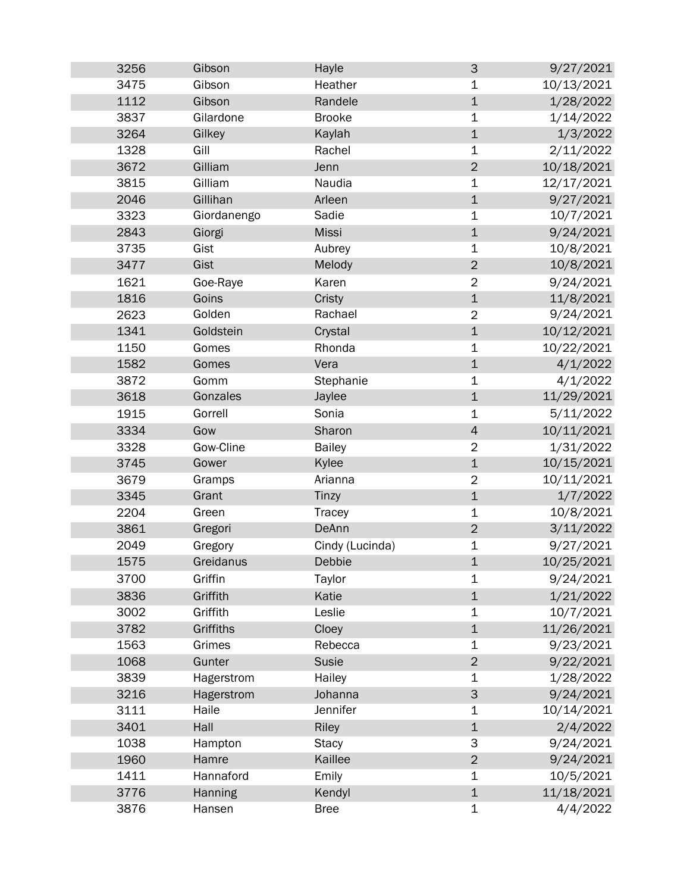| | | | | |
|---|---|---|---|---|
| 3256 | Gibson | Hayle | 3 | 9/27/2021 |
| 3475 | Gibson | Heather | 1 | 10/13/2021 |
| 1112 | Gibson | Randele | 1 | 1/28/2022 |
| 3837 | Gilardone | Brooke | 1 | 1/14/2022 |
| 3264 | Gilkey | Kaylah | 1 | 1/3/2022 |
| 1328 | Gill | Rachel | 1 | 2/11/2022 |
| 3672 | Gilliam | Jenn | 2 | 10/18/2021 |
| 3815 | Gilliam | Naudia | 1 | 12/17/2021 |
| 2046 | Gillihan | Arleen | 1 | 9/27/2021 |
| 3323 | Giordanengo | Sadie | 1 | 10/7/2021 |
| 2843 | Giorgi | Missi | 1 | 9/24/2021 |
| 3735 | Gist | Aubrey | 1 | 10/8/2021 |
| 3477 | Gist | Melody | 2 | 10/8/2021 |
| 1621 | Goe-Raye | Karen | 2 | 9/24/2021 |
| 1816 | Goins | Cristy | 1 | 11/8/2021 |
| 2623 | Golden | Rachael | 2 | 9/24/2021 |
| 1341 | Goldstein | Crystal | 1 | 10/12/2021 |
| 1150 | Gomes | Rhonda | 1 | 10/22/2021 |
| 1582 | Gomes | Vera | 1 | 4/1/2022 |
| 3872 | Gomm | Stephanie | 1 | 4/1/2022 |
| 3618 | Gonzales | Jaylee | 1 | 11/29/2021 |
| 1915 | Gorrell | Sonia | 1 | 5/11/2022 |
| 3334 | Gow | Sharon | 4 | 10/11/2021 |
| 3328 | Gow-Cline | Bailey | 2 | 1/31/2022 |
| 3745 | Gower | Kylee | 1 | 10/15/2021 |
| 3679 | Gramps | Arianna | 2 | 10/11/2021 |
| 3345 | Grant | Tinzy | 1 | 1/7/2022 |
| 2204 | Green | Tracey | 1 | 10/8/2021 |
| 3861 | Gregori | DeAnn | 2 | 3/11/2022 |
| 2049 | Gregory | Cindy (Lucinda) | 1 | 9/27/2021 |
| 1575 | Greidanus | Debbie | 1 | 10/25/2021 |
| 3700 | Griffin | Taylor | 1 | 9/24/2021 |
| 3836 | Griffith | Katie | 1 | 1/21/2022 |
| 3002 | Griffith | Leslie | 1 | 10/7/2021 |
| 3782 | Griffiths | Cloey | 1 | 11/26/2021 |
| 1563 | Grimes | Rebecca | 1 | 9/23/2021 |
| 1068 | Gunter | Susie | 2 | 9/22/2021 |
| 3839 | Hagerstrom | Hailey | 1 | 1/28/2022 |
| 3216 | Hagerstrom | Johanna | 3 | 9/24/2021 |
| 3111 | Haile | Jennifer | 1 | 10/14/2021 |
| 3401 | Hall | Riley | 1 | 2/4/2022 |
| 1038 | Hampton | Stacy | 3 | 9/24/2021 |
| 1960 | Hamre | Kaillee | 2 | 9/24/2021 |
| 1411 | Hannaford | Emily | 1 | 10/5/2021 |
| 3776 | Hanning | Kendyl | 1 | 11/18/2021 |
| 3876 | Hansen | Bree | 1 | 4/4/2022 |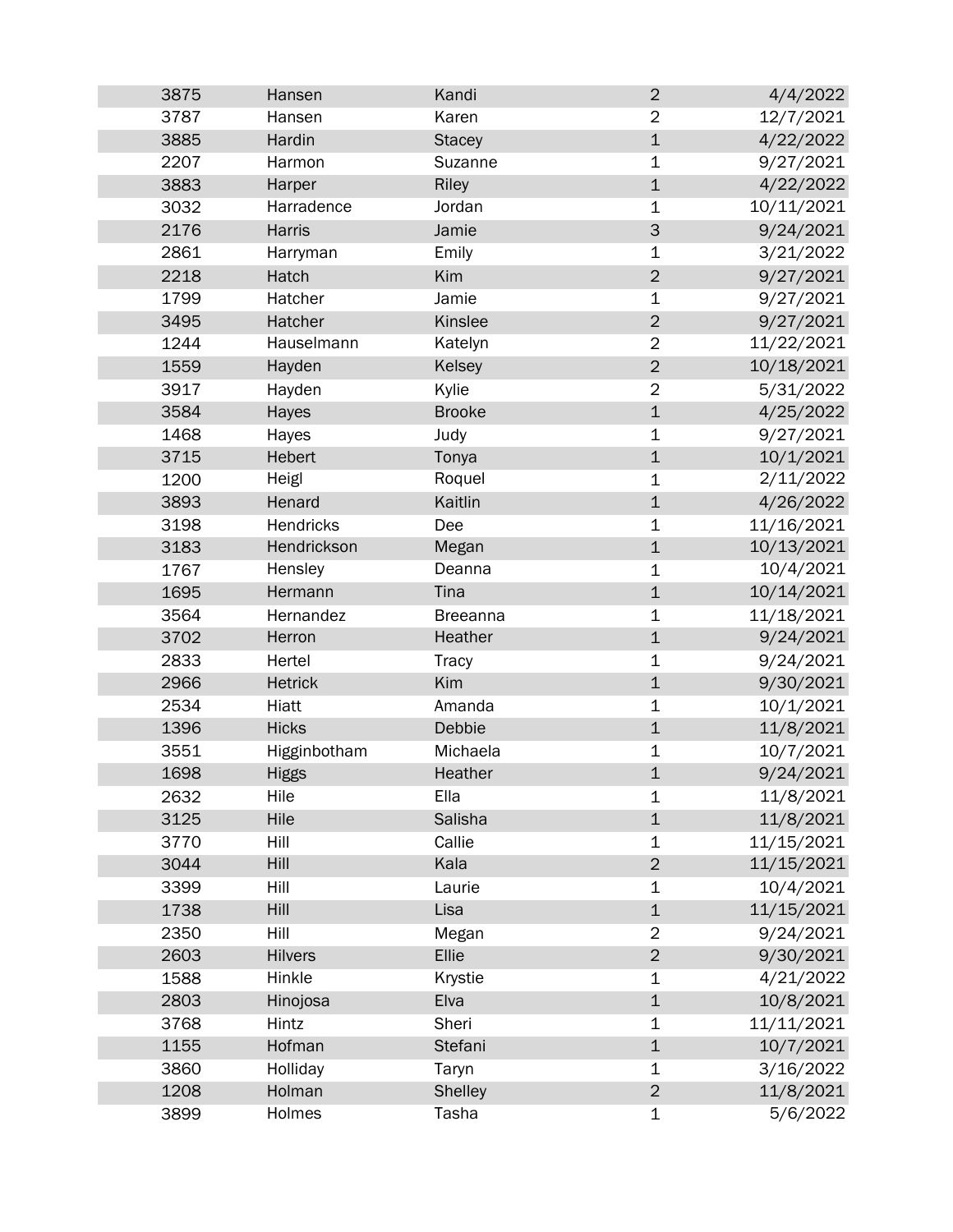| | | | | |
|---|---|---|---|---|
| 3875 | Hansen | Kandi | 2 | 4/4/2022 |
| 3787 | Hansen | Karen | 2 | 12/7/2021 |
| 3885 | Hardin | Stacey | 1 | 4/22/2022 |
| 2207 | Harmon | Suzanne | 1 | 9/27/2021 |
| 3883 | Harper | Riley | 1 | 4/22/2022 |
| 3032 | Harradence | Jordan | 1 | 10/11/2021 |
| 2176 | Harris | Jamie | 3 | 9/24/2021 |
| 2861 | Harryman | Emily | 1 | 3/21/2022 |
| 2218 | Hatch | Kim | 2 | 9/27/2021 |
| 1799 | Hatcher | Jamie | 1 | 9/27/2021 |
| 3495 | Hatcher | Kinslee | 2 | 9/27/2021 |
| 1244 | Hauselmann | Katelyn | 2 | 11/22/2021 |
| 1559 | Hayden | Kelsey | 2 | 10/18/2021 |
| 3917 | Hayden | Kylie | 2 | 5/31/2022 |
| 3584 | Hayes | Brooke | 1 | 4/25/2022 |
| 1468 | Hayes | Judy | 1 | 9/27/2021 |
| 3715 | Hebert | Tonya | 1 | 10/1/2021 |
| 1200 | Heigl | Roquel | 1 | 2/11/2022 |
| 3893 | Henard | Kaitlin | 1 | 4/26/2022 |
| 3198 | Hendricks | Dee | 1 | 11/16/2021 |
| 3183 | Hendrickson | Megan | 1 | 10/13/2021 |
| 1767 | Hensley | Deanna | 1 | 10/4/2021 |
| 1695 | Hermann | Tina | 1 | 10/14/2021 |
| 3564 | Hernandez | Breeanna | 1 | 11/18/2021 |
| 3702 | Herron | Heather | 1 | 9/24/2021 |
| 2833 | Hertel | Tracy | 1 | 9/24/2021 |
| 2966 | Hetrick | Kim | 1 | 9/30/2021 |
| 2534 | Hiatt | Amanda | 1 | 10/1/2021 |
| 1396 | Hicks | Debbie | 1 | 11/8/2021 |
| 3551 | Higginbotham | Michaela | 1 | 10/7/2021 |
| 1698 | Higgs | Heather | 1 | 9/24/2021 |
| 2632 | Hile | Ella | 1 | 11/8/2021 |
| 3125 | Hile | Salisha | 1 | 11/8/2021 |
| 3770 | Hill | Callie | 1 | 11/15/2021 |
| 3044 | Hill | Kala | 2 | 11/15/2021 |
| 3399 | Hill | Laurie | 1 | 10/4/2021 |
| 1738 | Hill | Lisa | 1 | 11/15/2021 |
| 2350 | Hill | Megan | 2 | 9/24/2021 |
| 2603 | Hilvers | Ellie | 2 | 9/30/2021 |
| 1588 | Hinkle | Krystie | 1 | 4/21/2022 |
| 2803 | Hinojosa | Elva | 1 | 10/8/2021 |
| 3768 | Hintz | Sheri | 1 | 11/11/2021 |
| 1155 | Hofman | Stefani | 1 | 10/7/2021 |
| 3860 | Holliday | Taryn | 1 | 3/16/2022 |
| 1208 | Holman | Shelley | 2 | 11/8/2021 |
| 3899 | Holmes | Tasha | 1 | 5/6/2022 |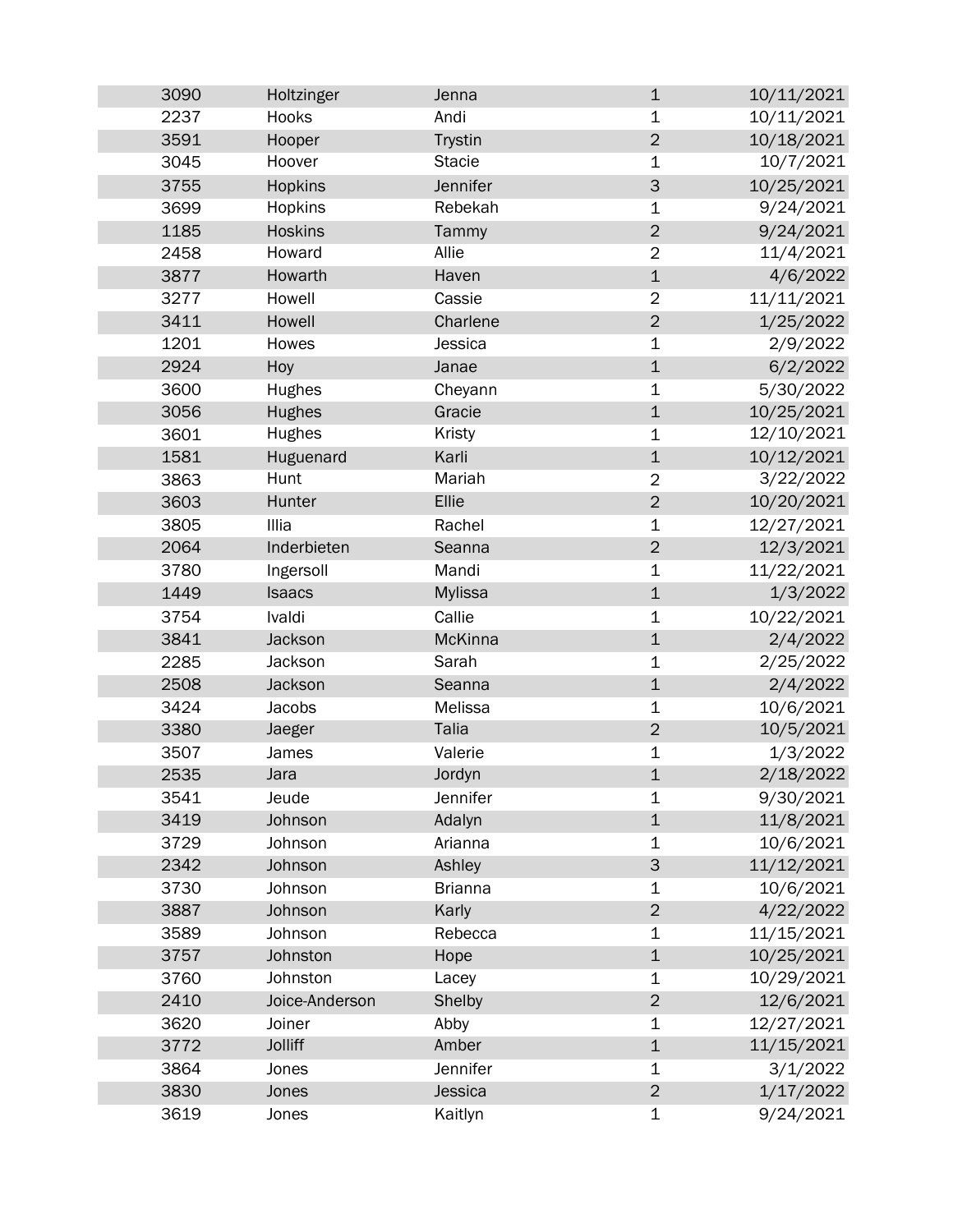| | | | | |
|---|---|---|---|---|
| 3090 | Holtzinger | Jenna | 1 | 10/11/2021 |
| 2237 | Hooks | Andi | 1 | 10/11/2021 |
| 3591 | Hooper | Trystin | 2 | 10/18/2021 |
| 3045 | Hoover | Stacie | 1 | 10/7/2021 |
| 3755 | Hopkins | Jennifer | 3 | 10/25/2021 |
| 3699 | Hopkins | Rebekah | 1 | 9/24/2021 |
| 1185 | Hoskins | Tammy | 2 | 9/24/2021 |
| 2458 | Howard | Allie | 2 | 11/4/2021 |
| 3877 | Howarth | Haven | 1 | 4/6/2022 |
| 3277 | Howell | Cassie | 2 | 11/11/2021 |
| 3411 | Howell | Charlene | 2 | 1/25/2022 |
| 1201 | Howes | Jessica | 1 | 2/9/2022 |
| 2924 | Hoy | Janae | 1 | 6/2/2022 |
| 3600 | Hughes | Cheyann | 1 | 5/30/2022 |
| 3056 | Hughes | Gracie | 1 | 10/25/2021 |
| 3601 | Hughes | Kristy | 1 | 12/10/2021 |
| 1581 | Huguenard | Karli | 1 | 10/12/2021 |
| 3863 | Hunt | Mariah | 2 | 3/22/2022 |
| 3603 | Hunter | Ellie | 2 | 10/20/2021 |
| 3805 | Illia | Rachel | 1 | 12/27/2021 |
| 2064 | Inderbieten | Seanna | 2 | 12/3/2021 |
| 3780 | Ingersoll | Mandi | 1 | 11/22/2021 |
| 1449 | Isaacs | Mylissa | 1 | 1/3/2022 |
| 3754 | Ivaldi | Callie | 1 | 10/22/2021 |
| 3841 | Jackson | McKinna | 1 | 2/4/2022 |
| 2285 | Jackson | Sarah | 1 | 2/25/2022 |
| 2508 | Jackson | Seanna | 1 | 2/4/2022 |
| 3424 | Jacobs | Melissa | 1 | 10/6/2021 |
| 3380 | Jaeger | Talia | 2 | 10/5/2021 |
| 3507 | James | Valerie | 1 | 1/3/2022 |
| 2535 | Jara | Jordyn | 1 | 2/18/2022 |
| 3541 | Jeude | Jennifer | 1 | 9/30/2021 |
| 3419 | Johnson | Adalyn | 1 | 11/8/2021 |
| 3729 | Johnson | Arianna | 1 | 10/6/2021 |
| 2342 | Johnson | Ashley | 3 | 11/12/2021 |
| 3730 | Johnson | Brianna | 1 | 10/6/2021 |
| 3887 | Johnson | Karly | 2 | 4/22/2022 |
| 3589 | Johnson | Rebecca | 1 | 11/15/2021 |
| 3757 | Johnston | Hope | 1 | 10/25/2021 |
| 3760 | Johnston | Lacey | 1 | 10/29/2021 |
| 2410 | Joice-Anderson | Shelby | 2 | 12/6/2021 |
| 3620 | Joiner | Abby | 1 | 12/27/2021 |
| 3772 | Jolliff | Amber | 1 | 11/15/2021 |
| 3864 | Jones | Jennifer | 1 | 3/1/2022 |
| 3830 | Jones | Jessica | 2 | 1/17/2022 |
| 3619 | Jones | Kaitlyn | 1 | 9/24/2021 |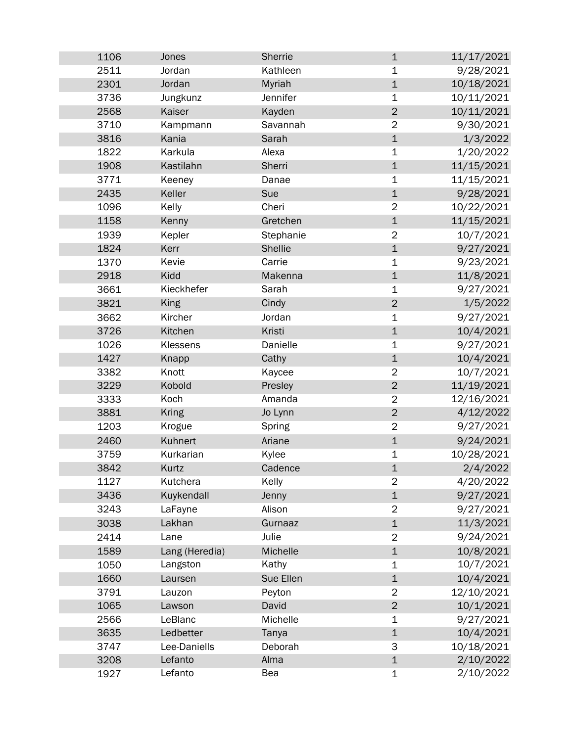| | | | | |
|---|---|---|---|---|
| 1106 | Jones | Sherrie | 1 | 11/17/2021 |
| 2511 | Jordan | Kathleen | 1 | 9/28/2021 |
| 2301 | Jordan | Myriah | 1 | 10/18/2021 |
| 3736 | Jungkunz | Jennifer | 1 | 10/11/2021 |
| 2568 | Kaiser | Kayden | 2 | 10/11/2021 |
| 3710 | Kampmann | Savannah | 2 | 9/30/2021 |
| 3816 | Kania | Sarah | 1 | 1/3/2022 |
| 1822 | Karkula | Alexa | 1 | 1/20/2022 |
| 1908 | Kastilahn | Sherri | 1 | 11/15/2021 |
| 3771 | Keeney | Danae | 1 | 11/15/2021 |
| 2435 | Keller | Sue | 1 | 9/28/2021 |
| 1096 | Kelly | Cheri | 2 | 10/22/2021 |
| 1158 | Kenny | Gretchen | 1 | 11/15/2021 |
| 1939 | Kepler | Stephanie | 2 | 10/7/2021 |
| 1824 | Kerr | Shellie | 1 | 9/27/2021 |
| 1370 | Kevie | Carrie | 1 | 9/23/2021 |
| 2918 | Kidd | Makenna | 1 | 11/8/2021 |
| 3661 | Kieckhefer | Sarah | 1 | 9/27/2021 |
| 3821 | King | Cindy | 2 | 1/5/2022 |
| 3662 | Kircher | Jordan | 1 | 9/27/2021 |
| 3726 | Kitchen | Kristi | 1 | 10/4/2021 |
| 1026 | Klessens | Danielle | 1 | 9/27/2021 |
| 1427 | Knapp | Cathy | 1 | 10/4/2021 |
| 3382 | Knott | Kaycee | 2 | 10/7/2021 |
| 3229 | Kobold | Presley | 2 | 11/19/2021 |
| 3333 | Koch | Amanda | 2 | 12/16/2021 |
| 3881 | Kring | Jo Lynn | 2 | 4/12/2022 |
| 1203 | Krogue | Spring | 2 | 9/27/2021 |
| 2460 | Kuhnert | Ariane | 1 | 9/24/2021 |
| 3759 | Kurkarian | Kylee | 1 | 10/28/2021 |
| 3842 | Kurtz | Cadence | 1 | 2/4/2022 |
| 1127 | Kutchera | Kelly | 2 | 4/20/2022 |
| 3436 | Kuykendall | Jenny | 1 | 9/27/2021 |
| 3243 | LaFayne | Alison | 2 | 9/27/2021 |
| 3038 | Lakhan | Gurnaaz | 1 | 11/3/2021 |
| 2414 | Lane | Julie | 2 | 9/24/2021 |
| 1589 | Lang (Heredia) | Michelle | 1 | 10/8/2021 |
| 1050 | Langston | Kathy | 1 | 10/7/2021 |
| 1660 | Laursen | Sue Ellen | 1 | 10/4/2021 |
| 3791 | Lauzon | Peyton | 2 | 12/10/2021 |
| 1065 | Lawson | David | 2 | 10/1/2021 |
| 2566 | LeBlanc | Michelle | 1 | 9/27/2021 |
| 3635 | Ledbetter | Tanya | 1 | 10/4/2021 |
| 3747 | Lee-Daniells | Deborah | 3 | 10/18/2021 |
| 3208 | Lefanto | Alma | 1 | 2/10/2022 |
| 1927 | Lefanto | Bea | 1 | 2/10/2022 |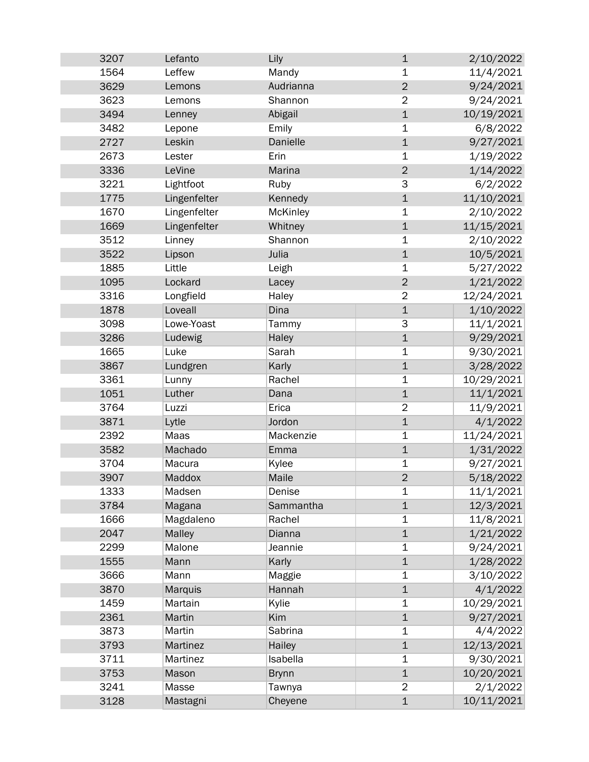| | | | | |
|---|---|---|---|---|
| 3207 | Lefanto | Lily | 1 | 2/10/2022 |
| 1564 | Leffew | Mandy | 1 | 11/4/2021 |
| 3629 | Lemons | Audrianna | 2 | 9/24/2021 |
| 3623 | Lemons | Shannon | 2 | 9/24/2021 |
| 3494 | Lenney | Abigail | 1 | 10/19/2021 |
| 3482 | Lepone | Emily | 1 | 6/8/2022 |
| 2727 | Leskin | Danielle | 1 | 9/27/2021 |
| 2673 | Lester | Erin | 1 | 1/19/2022 |
| 3336 | LeVine | Marina | 2 | 1/14/2022 |
| 3221 | Lightfoot | Ruby | 3 | 6/2/2022 |
| 1775 | Lingenfelter | Kennedy | 1 | 11/10/2021 |
| 1670 | Lingenfelter | McKinley | 1 | 2/10/2022 |
| 1669 | Lingenfelter | Whitney | 1 | 11/15/2021 |
| 3512 | Linney | Shannon | 1 | 2/10/2022 |
| 3522 | Lipson | Julia | 1 | 10/5/2021 |
| 1885 | Little | Leigh | 1 | 5/27/2022 |
| 1095 | Lockard | Lacey | 2 | 1/21/2022 |
| 3316 | Longfield | Haley | 2 | 12/24/2021 |
| 1878 | Loveall | Dina | 1 | 1/10/2022 |
| 3098 | Lowe-Yoast | Tammy | 3 | 11/1/2021 |
| 3286 | Ludewig | Haley | 1 | 9/29/2021 |
| 1665 | Luke | Sarah | 1 | 9/30/2021 |
| 3867 | Lundgren | Karly | 1 | 3/28/2022 |
| 3361 | Lunny | Rachel | 1 | 10/29/2021 |
| 1051 | Luther | Dana | 1 | 11/1/2021 |
| 3764 | Luzzi | Erica | 2 | 11/9/2021 |
| 3871 | Lytle | Jordon | 1 | 4/1/2022 |
| 2392 | Maas | Mackenzie | 1 | 11/24/2021 |
| 3582 | Machado | Emma | 1 | 1/31/2022 |
| 3704 | Macura | Kylee | 1 | 9/27/2021 |
| 3907 | Maddox | Maile | 2 | 5/18/2022 |
| 1333 | Madsen | Denise | 1 | 11/1/2021 |
| 3784 | Magana | Sammantha | 1 | 12/3/2021 |
| 1666 | Magdaleno | Rachel | 1 | 11/8/2021 |
| 2047 | Malley | Dianna | 1 | 1/21/2022 |
| 2299 | Malone | Jeannie | 1 | 9/24/2021 |
| 1555 | Mann | Karly | 1 | 1/28/2022 |
| 3666 | Mann | Maggie | 1 | 3/10/2022 |
| 3870 | Marquis | Hannah | 1 | 4/1/2022 |
| 1459 | Martain | Kylie | 1 | 10/29/2021 |
| 2361 | Martin | Kim | 1 | 9/27/2021 |
| 3873 | Martin | Sabrina | 1 | 4/4/2022 |
| 3793 | Martinez | Hailey | 1 | 12/13/2021 |
| 3711 | Martinez | Isabella | 1 | 9/30/2021 |
| 3753 | Mason | Brynn | 1 | 10/20/2021 |
| 3241 | Masse | Tawnya | 2 | 2/1/2022 |
| 3128 | Mastagni | Cheyene | 1 | 10/11/2021 |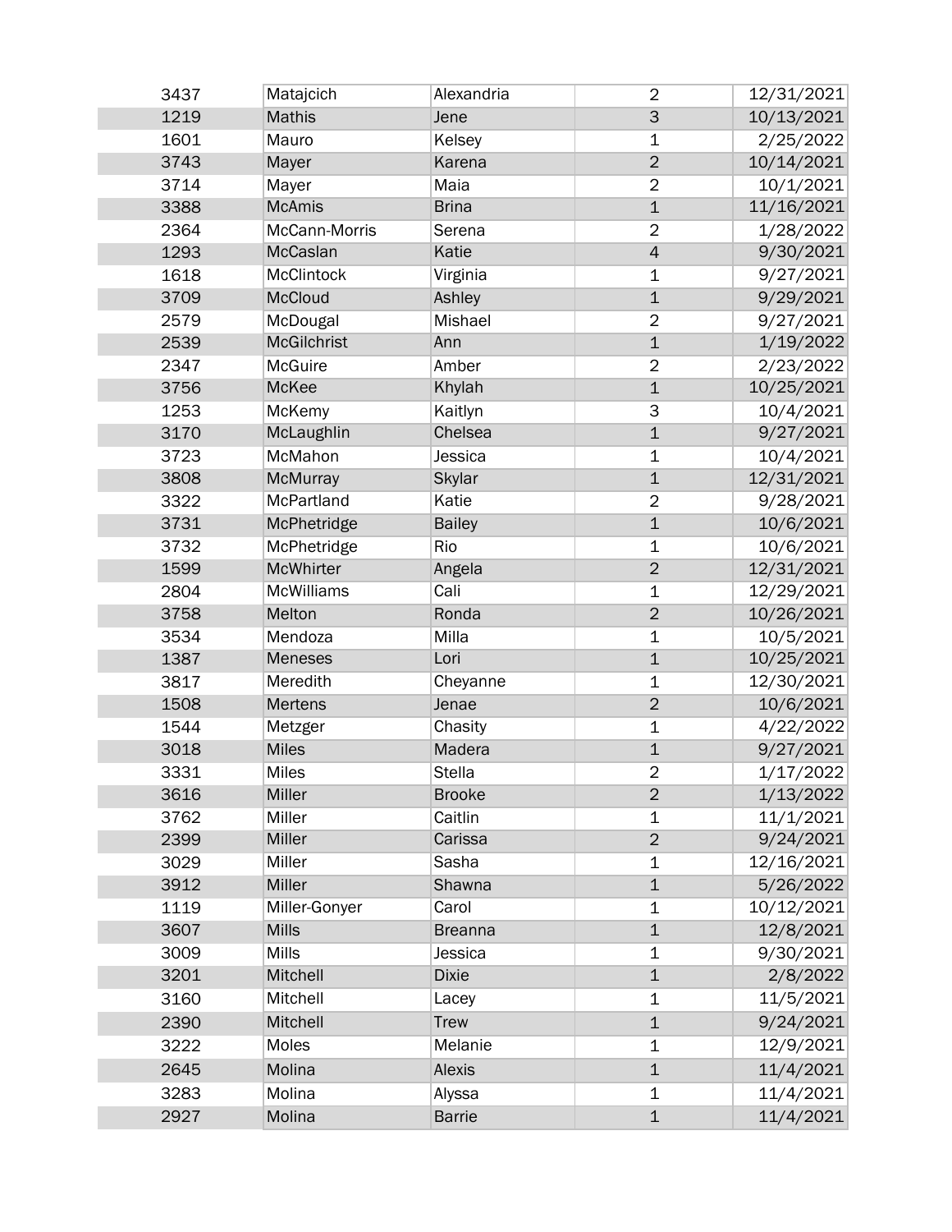| | | | | |
|---|---|---|---|---|
| 3437 | Matajcich | Alexandria | 2 | 12/31/2021 |
| 1219 | Mathis | Jene | 3 | 10/13/2021 |
| 1601 | Mauro | Kelsey | 1 | 2/25/2022 |
| 3743 | Mayer | Karena | 2 | 10/14/2021 |
| 3714 | Mayer | Maia | 2 | 10/1/2021 |
| 3388 | McAmis | Brina | 1 | 11/16/2021 |
| 2364 | McCann-Morris | Serena | 2 | 1/28/2022 |
| 1293 | McCaslan | Katie | 4 | 9/30/2021 |
| 1618 | McClintock | Virginia | 1 | 9/27/2021 |
| 3709 | McCloud | Ashley | 1 | 9/29/2021 |
| 2579 | McDougal | Mishael | 2 | 9/27/2021 |
| 2539 | McGilchrist | Ann | 1 | 1/19/2022 |
| 2347 | McGuire | Amber | 2 | 2/23/2022 |
| 3756 | McKee | Khylah | 1 | 10/25/2021 |
| 1253 | McKemy | Kaitlyn | 3 | 10/4/2021 |
| 3170 | McLaughlin | Chelsea | 1 | 9/27/2021 |
| 3723 | McMahon | Jessica | 1 | 10/4/2021 |
| 3808 | McMurray | Skylar | 1 | 12/31/2021 |
| 3322 | McPartland | Katie | 2 | 9/28/2021 |
| 3731 | McPhetridge | Bailey | 1 | 10/6/2021 |
| 3732 | McPhetridge | Rio | 1 | 10/6/2021 |
| 1599 | McWhirter | Angela | 2 | 12/31/2021 |
| 2804 | McWilliams | Cali | 1 | 12/29/2021 |
| 3758 | Melton | Ronda | 2 | 10/26/2021 |
| 3534 | Mendoza | Milla | 1 | 10/5/2021 |
| 1387 | Meneses | Lori | 1 | 10/25/2021 |
| 3817 | Meredith | Cheyanne | 1 | 12/30/2021 |
| 1508 | Mertens | Jenae | 2 | 10/6/2021 |
| 1544 | Metzger | Chasity | 1 | 4/22/2022 |
| 3018 | Miles | Madera | 1 | 9/27/2021 |
| 3331 | Miles | Stella | 2 | 1/17/2022 |
| 3616 | Miller | Brooke | 2 | 1/13/2022 |
| 3762 | Miller | Caitlin | 1 | 11/1/2021 |
| 2399 | Miller | Carissa | 2 | 9/24/2021 |
| 3029 | Miller | Sasha | 1 | 12/16/2021 |
| 3912 | Miller | Shawna | 1 | 5/26/2022 |
| 1119 | Miller-Gonyer | Carol | 1 | 10/12/2021 |
| 3607 | Mills | Breanna | 1 | 12/8/2021 |
| 3009 | Mills | Jessica | 1 | 9/30/2021 |
| 3201 | Mitchell | Dixie | 1 | 2/8/2022 |
| 3160 | Mitchell | Lacey | 1 | 11/5/2021 |
| 2390 | Mitchell | Trew | 1 | 9/24/2021 |
| 3222 | Moles | Melanie | 1 | 12/9/2021 |
| 2645 | Molina | Alexis | 1 | 11/4/2021 |
| 3283 | Molina | Alyssa | 1 | 11/4/2021 |
| 2927 | Molina | Barrie | 1 | 11/4/2021 |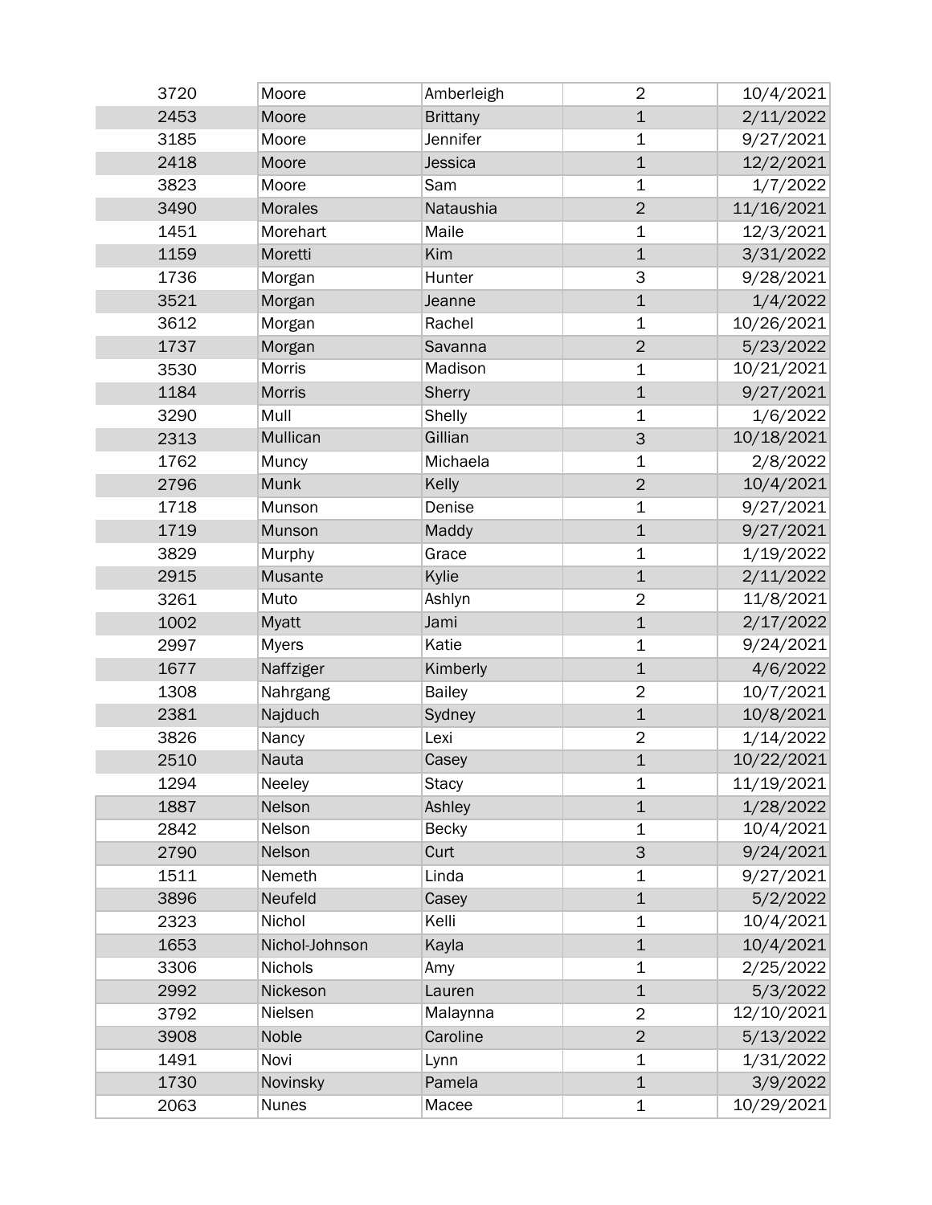| | | | | |
|---|---|---|---|---|
| 3720 | Moore | Amberleigh | 2 | 10/4/2021 |
| 2453 | Moore | Brittany | 1 | 2/11/2022 |
| 3185 | Moore | Jennifer | 1 | 9/27/2021 |
| 2418 | Moore | Jessica | 1 | 12/2/2021 |
| 3823 | Moore | Sam | 1 | 1/7/2022 |
| 3490 | Morales | Nataushia | 2 | 11/16/2021 |
| 1451 | Morehart | Maile | 1 | 12/3/2021 |
| 1159 | Moretti | Kim | 1 | 3/31/2022 |
| 1736 | Morgan | Hunter | 3 | 9/28/2021 |
| 3521 | Morgan | Jeanne | 1 | 1/4/2022 |
| 3612 | Morgan | Rachel | 1 | 10/26/2021 |
| 1737 | Morgan | Savanna | 2 | 5/23/2022 |
| 3530 | Morris | Madison | 1 | 10/21/2021 |
| 1184 | Morris | Sherry | 1 | 9/27/2021 |
| 3290 | Mull | Shelly | 1 | 1/6/2022 |
| 2313 | Mullican | Gillian | 3 | 10/18/2021 |
| 1762 | Muncy | Michaela | 1 | 2/8/2022 |
| 2796 | Munk | Kelly | 2 | 10/4/2021 |
| 1718 | Munson | Denise | 1 | 9/27/2021 |
| 1719 | Munson | Maddy | 1 | 9/27/2021 |
| 3829 | Murphy | Grace | 1 | 1/19/2022 |
| 2915 | Musante | Kylie | 1 | 2/11/2022 |
| 3261 | Muto | Ashlyn | 2 | 11/8/2021 |
| 1002 | Myatt | Jami | 1 | 2/17/2022 |
| 2997 | Myers | Katie | 1 | 9/24/2021 |
| 1677 | Naffziger | Kimberly | 1 | 4/6/2022 |
| 1308 | Nahrgang | Bailey | 2 | 10/7/2021 |
| 2381 | Najduch | Sydney | 1 | 10/8/2021 |
| 3826 | Nancy | Lexi | 2 | 1/14/2022 |
| 2510 | Nauta | Casey | 1 | 10/22/2021 |
| 1294 | Neeley | Stacy | 1 | 11/19/2021 |
| 1887 | Nelson | Ashley | 1 | 1/28/2022 |
| 2842 | Nelson | Becky | 1 | 10/4/2021 |
| 2790 | Nelson | Curt | 3 | 9/24/2021 |
| 1511 | Nemeth | Linda | 1 | 9/27/2021 |
| 3896 | Neufeld | Casey | 1 | 5/2/2022 |
| 2323 | Nichol | Kelli | 1 | 10/4/2021 |
| 1653 | Nichol-Johnson | Kayla | 1 | 10/4/2021 |
| 3306 | Nichols | Amy | 1 | 2/25/2022 |
| 2992 | Nickeson | Lauren | 1 | 5/3/2022 |
| 3792 | Nielsen | Malaynna | 2 | 12/10/2021 |
| 3908 | Noble | Caroline | 2 | 5/13/2022 |
| 1491 | Novi | Lynn | 1 | 1/31/2022 |
| 1730 | Novinsky | Pamela | 1 | 3/9/2022 |
| 2063 | Nunes | Macee | 1 | 10/29/2021 |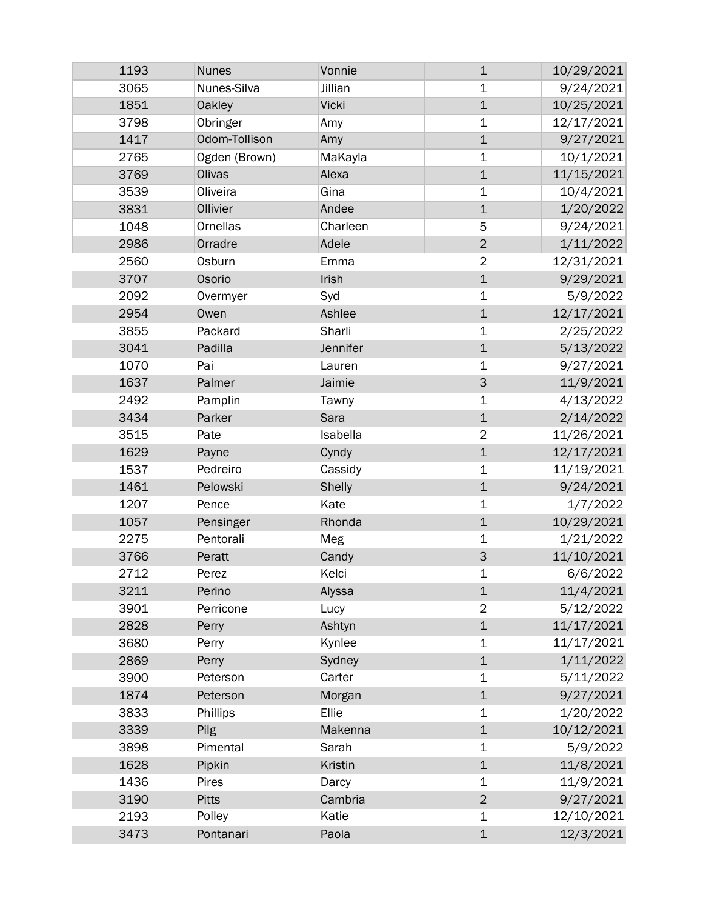| | | | | |
|---|---|---|---|---|
| 1193 | Nunes | Vonnie | 1 | 10/29/2021 |
| 3065 | Nunes-Silva | Jillian | 1 | 9/24/2021 |
| 1851 | Oakley | Vicki | 1 | 10/25/2021 |
| 3798 | Obringer | Amy | 1 | 12/17/2021 |
| 1417 | Odom-Tollison | Amy | 1 | 9/27/2021 |
| 2765 | Ogden (Brown) | MaKayla | 1 | 10/1/2021 |
| 3769 | Olivas | Alexa | 1 | 11/15/2021 |
| 3539 | Oliveira | Gina | 1 | 10/4/2021 |
| 3831 | Ollivier | Andee | 1 | 1/20/2022 |
| 1048 | Ornellas | Charleen | 5 | 9/24/2021 |
| 2986 | Orradre | Adele | 2 | 1/11/2022 |
| 2560 | Osburn | Emma | 2 | 12/31/2021 |
| 3707 | Osorio | Irish | 1 | 9/29/2021 |
| 2092 | Overmyer | Syd | 1 | 5/9/2022 |
| 2954 | Owen | Ashlee | 1 | 12/17/2021 |
| 3855 | Packard | Sharli | 1 | 2/25/2022 |
| 3041 | Padilla | Jennifer | 1 | 5/13/2022 |
| 1070 | Pai | Lauren | 1 | 9/27/2021 |
| 1637 | Palmer | Jaimie | 3 | 11/9/2021 |
| 2492 | Pamplin | Tawny | 1 | 4/13/2022 |
| 3434 | Parker | Sara | 1 | 2/14/2022 |
| 3515 | Pate | Isabella | 2 | 11/26/2021 |
| 1629 | Payne | Cyndy | 1 | 12/17/2021 |
| 1537 | Pedreiro | Cassidy | 1 | 11/19/2021 |
| 1461 | Pelowski | Shelly | 1 | 9/24/2021 |
| 1207 | Pence | Kate | 1 | 1/7/2022 |
| 1057 | Pensinger | Rhonda | 1 | 10/29/2021 |
| 2275 | Pentorali | Meg | 1 | 1/21/2022 |
| 3766 | Peratt | Candy | 3 | 11/10/2021 |
| 2712 | Perez | Kelci | 1 | 6/6/2022 |
| 3211 | Perino | Alyssa | 1 | 11/4/2021 |
| 3901 | Perricone | Lucy | 2 | 5/12/2022 |
| 2828 | Perry | Ashtyn | 1 | 11/17/2021 |
| 3680 | Perry | Kynlee | 1 | 11/17/2021 |
| 2869 | Perry | Sydney | 1 | 1/11/2022 |
| 3900 | Peterson | Carter | 1 | 5/11/2022 |
| 1874 | Peterson | Morgan | 1 | 9/27/2021 |
| 3833 | Phillips | Ellie | 1 | 1/20/2022 |
| 3339 | Pilg | Makenna | 1 | 10/12/2021 |
| 3898 | Pimental | Sarah | 1 | 5/9/2022 |
| 1628 | Pipkin | Kristin | 1 | 11/8/2021 |
| 1436 | Pires | Darcy | 1 | 11/9/2021 |
| 3190 | Pitts | Cambria | 2 | 9/27/2021 |
| 2193 | Polley | Katie | 1 | 12/10/2021 |
| 3473 | Pontanari | Paola | 1 | 12/3/2021 |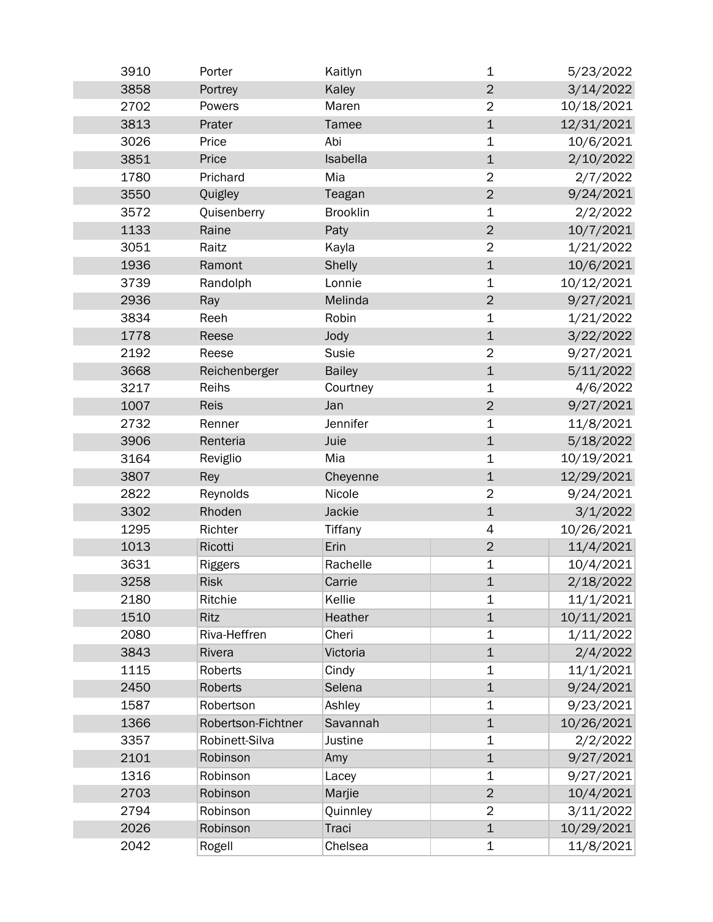| | | | | |
|---|---|---|---|---|
| 3910 | Porter | Kaitlyn | 1 | 5/23/2022 |
| 3858 | Portrey | Kaley | 2 | 3/14/2022 |
| 2702 | Powers | Maren | 2 | 10/18/2021 |
| 3813 | Prater | Tamee | 1 | 12/31/2021 |
| 3026 | Price | Abi | 1 | 10/6/2021 |
| 3851 | Price | Isabella | 1 | 2/10/2022 |
| 1780 | Prichard | Mia | 2 | 2/7/2022 |
| 3550 | Quigley | Teagan | 2 | 9/24/2021 |
| 3572 | Quisenberry | Brooklin | 1 | 2/2/2022 |
| 1133 | Raine | Paty | 2 | 10/7/2021 |
| 3051 | Raitz | Kayla | 2 | 1/21/2022 |
| 1936 | Ramont | Shelly | 1 | 10/6/2021 |
| 3739 | Randolph | Lonnie | 1 | 10/12/2021 |
| 2936 | Ray | Melinda | 2 | 9/27/2021 |
| 3834 | Reeh | Robin | 1 | 1/21/2022 |
| 1778 | Reese | Jody | 1 | 3/22/2022 |
| 2192 | Reese | Susie | 2 | 9/27/2021 |
| 3668 | Reichenberger | Bailey | 1 | 5/11/2022 |
| 3217 | Reihs | Courtney | 1 | 4/6/2022 |
| 1007 | Reis | Jan | 2 | 9/27/2021 |
| 2732 | Renner | Jennifer | 1 | 11/8/2021 |
| 3906 | Renteria | Juie | 1 | 5/18/2022 |
| 3164 | Reviglio | Mia | 1 | 10/19/2021 |
| 3807 | Rey | Cheyenne | 1 | 12/29/2021 |
| 2822 | Reynolds | Nicole | 2 | 9/24/2021 |
| 3302 | Rhoden | Jackie | 1 | 3/1/2022 |
| 1295 | Richter | Tiffany | 4 | 10/26/2021 |
| 1013 | Ricotti | Erin | 2 | 11/4/2021 |
| 3631 | Riggers | Rachelle | 1 | 10/4/2021 |
| 3258 | Risk | Carrie | 1 | 2/18/2022 |
| 2180 | Ritchie | Kellie | 1 | 11/1/2021 |
| 1510 | Ritz | Heather | 1 | 10/11/2021 |
| 2080 | Riva-Heffren | Cheri | 1 | 1/11/2022 |
| 3843 | Rivera | Victoria | 1 | 2/4/2022 |
| 1115 | Roberts | Cindy | 1 | 11/1/2021 |
| 2450 | Roberts | Selena | 1 | 9/24/2021 |
| 1587 | Robertson | Ashley | 1 | 9/23/2021 |
| 1366 | Robertson-Fichtner | Savannah | 1 | 10/26/2021 |
| 3357 | Robinett-Silva | Justine | 1 | 2/2/2022 |
| 2101 | Robinson | Amy | 1 | 9/27/2021 |
| 1316 | Robinson | Lacey | 1 | 9/27/2021 |
| 2703 | Robinson | Marjie | 2 | 10/4/2021 |
| 2794 | Robinson | Quinnley | 2 | 3/11/2022 |
| 2026 | Robinson | Traci | 1 | 10/29/2021 |
| 2042 | Rogell | Chelsea | 1 | 11/8/2021 |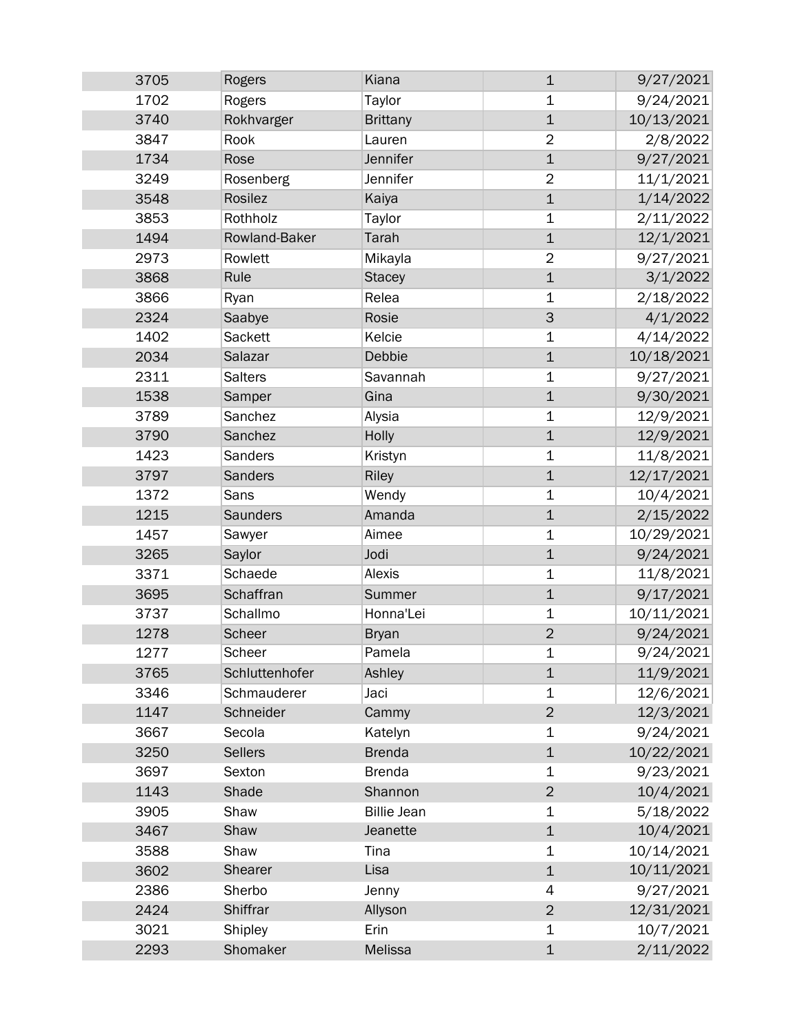| | | | | |
|---|---|---|---|---|
| 3705 | Rogers | Kiana | 1 | 9/27/2021 |
| 1702 | Rogers | Taylor | 1 | 9/24/2021 |
| 3740 | Rokhvarger | Brittany | 1 | 10/13/2021 |
| 3847 | Rook | Lauren | 2 | 2/8/2022 |
| 1734 | Rose | Jennifer | 1 | 9/27/2021 |
| 3249 | Rosenberg | Jennifer | 2 | 11/1/2021 |
| 3548 | Rosilez | Kaiya | 1 | 1/14/2022 |
| 3853 | Rothholz | Taylor | 1 | 2/11/2022 |
| 1494 | Rowland-Baker | Tarah | 1 | 12/1/2021 |
| 2973 | Rowlett | Mikayla | 2 | 9/27/2021 |
| 3868 | Rule | Stacey | 1 | 3/1/2022 |
| 3866 | Ryan | Relea | 1 | 2/18/2022 |
| 2324 | Saabye | Rosie | 3 | 4/1/2022 |
| 1402 | Sackett | Kelcie | 1 | 4/14/2022 |
| 2034 | Salazar | Debbie | 1 | 10/18/2021 |
| 2311 | Salters | Savannah | 1 | 9/27/2021 |
| 1538 | Samper | Gina | 1 | 9/30/2021 |
| 3789 | Sanchez | Alysia | 1 | 12/9/2021 |
| 3790 | Sanchez | Holly | 1 | 12/9/2021 |
| 1423 | Sanders | Kristyn | 1 | 11/8/2021 |
| 3797 | Sanders | Riley | 1 | 12/17/2021 |
| 1372 | Sans | Wendy | 1 | 10/4/2021 |
| 1215 | Saunders | Amanda | 1 | 2/15/2022 |
| 1457 | Sawyer | Aimee | 1 | 10/29/2021 |
| 3265 | Saylor | Jodi | 1 | 9/24/2021 |
| 3371 | Schaede | Alexis | 1 | 11/8/2021 |
| 3695 | Schaffran | Summer | 1 | 9/17/2021 |
| 3737 | Schallmo | Honna'Lei | 1 | 10/11/2021 |
| 1278 | Scheer | Bryan | 2 | 9/24/2021 |
| 1277 | Scheer | Pamela | 1 | 9/24/2021 |
| 3765 | Schluttenhofer | Ashley | 1 | 11/9/2021 |
| 3346 | Schmauderer | Jaci | 1 | 12/6/2021 |
| 1147 | Schneider | Cammy | 2 | 12/3/2021 |
| 3667 | Secola | Katelyn | 1 | 9/24/2021 |
| 3250 | Sellers | Brenda | 1 | 10/22/2021 |
| 3697 | Sexton | Brenda | 1 | 9/23/2021 |
| 1143 | Shade | Shannon | 2 | 10/4/2021 |
| 3905 | Shaw | Billie Jean | 1 | 5/18/2022 |
| 3467 | Shaw | Jeanette | 1 | 10/4/2021 |
| 3588 | Shaw | Tina | 1 | 10/14/2021 |
| 3602 | Shearer | Lisa | 1 | 10/11/2021 |
| 2386 | Sherbo | Jenny | 4 | 9/27/2021 |
| 2424 | Shiffrar | Allyson | 2 | 12/31/2021 |
| 3021 | Shipley | Erin | 1 | 10/7/2021 |
| 2293 | Shomaker | Melissa | 1 | 2/11/2022 |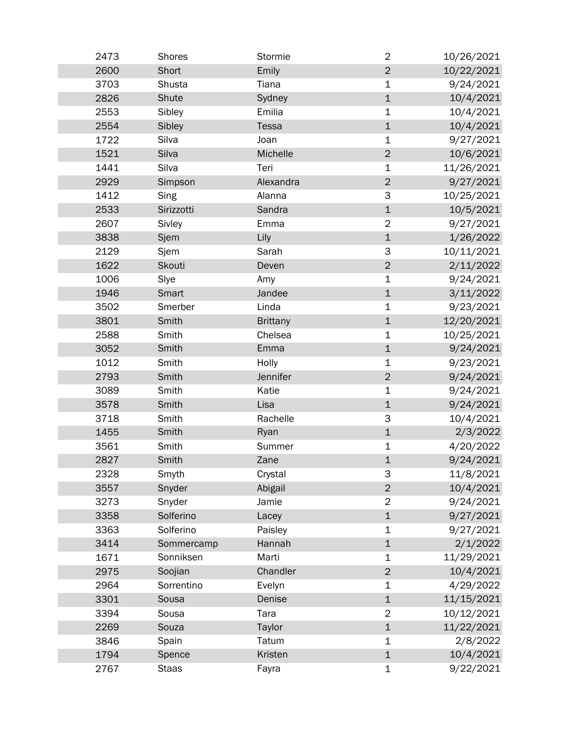| | | | | |
|---|---|---|---|---|
| 2473 | Shores | Stormie | 2 | 10/26/2021 |
| 2600 | Short | Emily | 2 | 10/22/2021 |
| 3703 | Shusta | Tiana | 1 | 9/24/2021 |
| 2826 | Shute | Sydney | 1 | 10/4/2021 |
| 2553 | Sibley | Emilia | 1 | 10/4/2021 |
| 2554 | Sibley | Tessa | 1 | 10/4/2021 |
| 1722 | Silva | Joan | 1 | 9/27/2021 |
| 1521 | Silva | Michelle | 2 | 10/6/2021 |
| 1441 | Silva | Teri | 1 | 11/26/2021 |
| 2929 | Simpson | Alexandra | 2 | 9/27/2021 |
| 1412 | Sing | Alanna | 3 | 10/25/2021 |
| 2533 | Sirizzotti | Sandra | 1 | 10/5/2021 |
| 2607 | Sivley | Emma | 2 | 9/27/2021 |
| 3838 | Sjem | Lily | 1 | 1/26/2022 |
| 2129 | Sjem | Sarah | 3 | 10/11/2021 |
| 1622 | Skouti | Deven | 2 | 2/11/2022 |
| 1006 | Slye | Amy | 1 | 9/24/2021 |
| 1946 | Smart | Jandee | 1 | 3/11/2022 |
| 3502 | Smerber | Linda | 1 | 9/23/2021 |
| 3801 | Smith | Brittany | 1 | 12/20/2021 |
| 2588 | Smith | Chelsea | 1 | 10/25/2021 |
| 3052 | Smith | Emma | 1 | 9/24/2021 |
| 1012 | Smith | Holly | 1 | 9/23/2021 |
| 2793 | Smith | Jennifer | 2 | 9/24/2021 |
| 3089 | Smith | Katie | 1 | 9/24/2021 |
| 3578 | Smith | Lisa | 1 | 9/24/2021 |
| 3718 | Smith | Rachelle | 3 | 10/4/2021 |
| 1455 | Smith | Ryan | 1 | 2/3/2022 |
| 3561 | Smith | Summer | 1 | 4/20/2022 |
| 2827 | Smith | Zane | 1 | 9/24/2021 |
| 2328 | Smyth | Crystal | 3 | 11/8/2021 |
| 3557 | Snyder | Abigail | 2 | 10/4/2021 |
| 3273 | Snyder | Jamie | 2 | 9/24/2021 |
| 3358 | Solferino | Lacey | 1 | 9/27/2021 |
| 3363 | Solferino | Paisley | 1 | 9/27/2021 |
| 3414 | Sommercamp | Hannah | 1 | 2/1/2022 |
| 1671 | Sonniksen | Marti | 1 | 11/29/2021 |
| 2975 | Soojian | Chandler | 2 | 10/4/2021 |
| 2964 | Sorrentino | Evelyn | 1 | 4/29/2022 |
| 3301 | Sousa | Denise | 1 | 11/15/2021 |
| 3394 | Sousa | Tara | 2 | 10/12/2021 |
| 2269 | Souza | Taylor | 1 | 11/22/2021 |
| 3846 | Spain | Tatum | 1 | 2/8/2022 |
| 1794 | Spence | Kristen | 1 | 10/4/2021 |
| 2767 | Staas | Fayra | 1 | 9/22/2021 |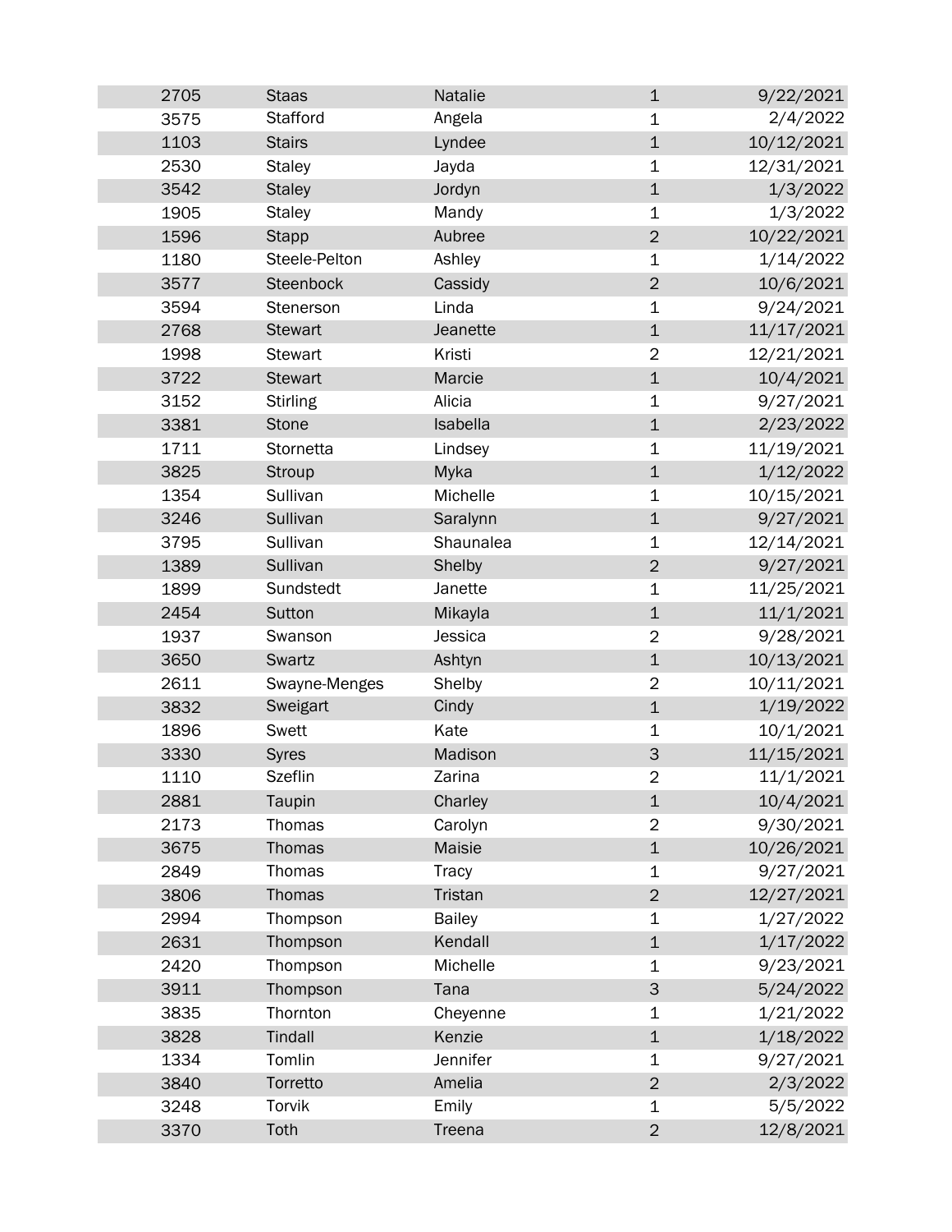| | | | | |
|---|---|---|---|---|
| 2705 | Staas | Natalie | 1 | 9/22/2021 |
| 3575 | Stafford | Angela | 1 | 2/4/2022 |
| 1103 | Stairs | Lyndee | 1 | 10/12/2021 |
| 2530 | Staley | Jayda | 1 | 12/31/2021 |
| 3542 | Staley | Jordyn | 1 | 1/3/2022 |
| 1905 | Staley | Mandy | 1 | 1/3/2022 |
| 1596 | Stapp | Aubree | 2 | 10/22/2021 |
| 1180 | Steele-Pelton | Ashley | 1 | 1/14/2022 |
| 3577 | Steenbock | Cassidy | 2 | 10/6/2021 |
| 3594 | Stenerson | Linda | 1 | 9/24/2021 |
| 2768 | Stewart | Jeanette | 1 | 11/17/2021 |
| 1998 | Stewart | Kristi | 2 | 12/21/2021 |
| 3722 | Stewart | Marcie | 1 | 10/4/2021 |
| 3152 | Stirling | Alicia | 1 | 9/27/2021 |
| 3381 | Stone | Isabella | 1 | 2/23/2022 |
| 1711 | Stornetta | Lindsey | 1 | 11/19/2021 |
| 3825 | Stroup | Myka | 1 | 1/12/2022 |
| 1354 | Sullivan | Michelle | 1 | 10/15/2021 |
| 3246 | Sullivan | Saralynn | 1 | 9/27/2021 |
| 3795 | Sullivan | Shaunalea | 1 | 12/14/2021 |
| 1389 | Sullivan | Shelby | 2 | 9/27/2021 |
| 1899 | Sundstedt | Janette | 1 | 11/25/2021 |
| 2454 | Sutton | Mikayla | 1 | 11/1/2021 |
| 1937 | Swanson | Jessica | 2 | 9/28/2021 |
| 3650 | Swartz | Ashtyn | 1 | 10/13/2021 |
| 2611 | Swayne-Menges | Shelby | 2 | 10/11/2021 |
| 3832 | Sweigart | Cindy | 1 | 1/19/2022 |
| 1896 | Swett | Kate | 1 | 10/1/2021 |
| 3330 | Syres | Madison | 3 | 11/15/2021 |
| 1110 | Szeflin | Zarina | 2 | 11/1/2021 |
| 2881 | Taupin | Charley | 1 | 10/4/2021 |
| 2173 | Thomas | Carolyn | 2 | 9/30/2021 |
| 3675 | Thomas | Maisie | 1 | 10/26/2021 |
| 2849 | Thomas | Tracy | 1 | 9/27/2021 |
| 3806 | Thomas | Tristan | 2 | 12/27/2021 |
| 2994 | Thompson | Bailey | 1 | 1/27/2022 |
| 2631 | Thompson | Kendall | 1 | 1/17/2022 |
| 2420 | Thompson | Michelle | 1 | 9/23/2021 |
| 3911 | Thompson | Tana | 3 | 5/24/2022 |
| 3835 | Thornton | Cheyenne | 1 | 1/21/2022 |
| 3828 | Tindall | Kenzie | 1 | 1/18/2022 |
| 1334 | Tomlin | Jennifer | 1 | 9/27/2021 |
| 3840 | Torretto | Amelia | 2 | 2/3/2022 |
| 3248 | Torvik | Emily | 1 | 5/5/2022 |
| 3370 | Toth | Treena | 2 | 12/8/2021 |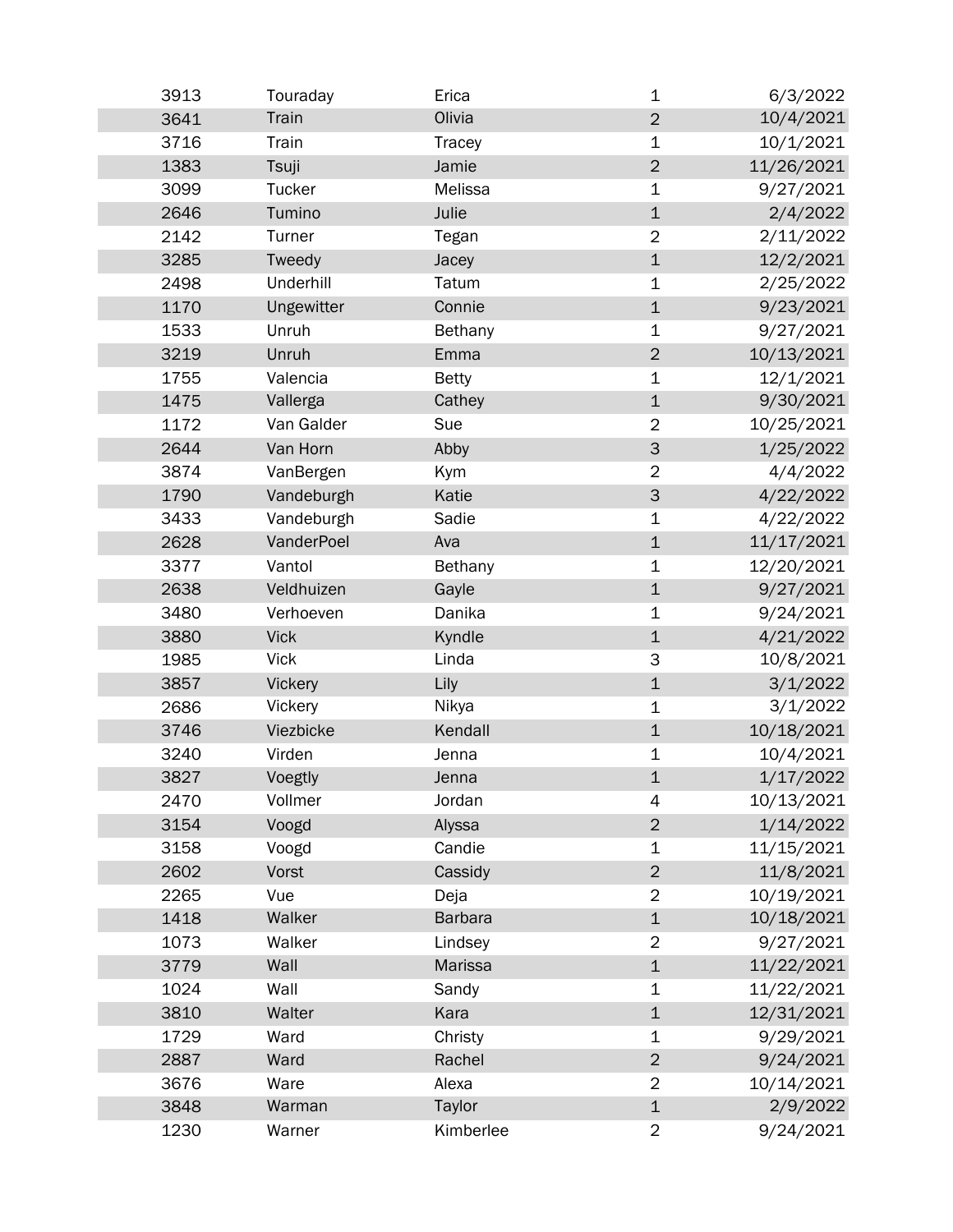| | | | | |
|---|---|---|---|---|
| 3913 | Touraday | Erica | 1 | 6/3/2022 |
| 3641 | Train | Olivia | 2 | 10/4/2021 |
| 3716 | Train | Tracey | 1 | 10/1/2021 |
| 1383 | Tsuji | Jamie | 2 | 11/26/2021 |
| 3099 | Tucker | Melissa | 1 | 9/27/2021 |
| 2646 | Tumino | Julie | 1 | 2/4/2022 |
| 2142 | Turner | Tegan | 2 | 2/11/2022 |
| 3285 | Tweedy | Jacey | 1 | 12/2/2021 |
| 2498 | Underhill | Tatum | 1 | 2/25/2022 |
| 1170 | Ungewitter | Connie | 1 | 9/23/2021 |
| 1533 | Unruh | Bethany | 1 | 9/27/2021 |
| 3219 | Unruh | Emma | 2 | 10/13/2021 |
| 1755 | Valencia | Betty | 1 | 12/1/2021 |
| 1475 | Vallerga | Cathey | 1 | 9/30/2021 |
| 1172 | Van Galder | Sue | 2 | 10/25/2021 |
| 2644 | Van Horn | Abby | 3 | 1/25/2022 |
| 3874 | VanBergen | Kym | 2 | 4/4/2022 |
| 1790 | Vandeburgh | Katie | 3 | 4/22/2022 |
| 3433 | Vandeburgh | Sadie | 1 | 4/22/2022 |
| 2628 | VanderPoel | Ava | 1 | 11/17/2021 |
| 3377 | Vantol | Bethany | 1 | 12/20/2021 |
| 2638 | Veldhuizen | Gayle | 1 | 9/27/2021 |
| 3480 | Verhoeven | Danika | 1 | 9/24/2021 |
| 3880 | Vick | Kyndle | 1 | 4/21/2022 |
| 1985 | Vick | Linda | 3 | 10/8/2021 |
| 3857 | Vickery | Lily | 1 | 3/1/2022 |
| 2686 | Vickery | Nikya | 1 | 3/1/2022 |
| 3746 | Viezbicke | Kendall | 1 | 10/18/2021 |
| 3240 | Virden | Jenna | 1 | 10/4/2021 |
| 3827 | Voegtly | Jenna | 1 | 1/17/2022 |
| 2470 | Vollmer | Jordan | 4 | 10/13/2021 |
| 3154 | Voogd | Alyssa | 2 | 1/14/2022 |
| 3158 | Voogd | Candie | 1 | 11/15/2021 |
| 2602 | Vorst | Cassidy | 2 | 11/8/2021 |
| 2265 | Vue | Deja | 2 | 10/19/2021 |
| 1418 | Walker | Barbara | 1 | 10/18/2021 |
| 1073 | Walker | Lindsey | 2 | 9/27/2021 |
| 3779 | Wall | Marissa | 1 | 11/22/2021 |
| 1024 | Wall | Sandy | 1 | 11/22/2021 |
| 3810 | Walter | Kara | 1 | 12/31/2021 |
| 1729 | Ward | Christy | 1 | 9/29/2021 |
| 2887 | Ward | Rachel | 2 | 9/24/2021 |
| 3676 | Ware | Alexa | 2 | 10/14/2021 |
| 3848 | Warman | Taylor | 1 | 2/9/2022 |
| 1230 | Warner | Kimberlee | 2 | 9/24/2021 |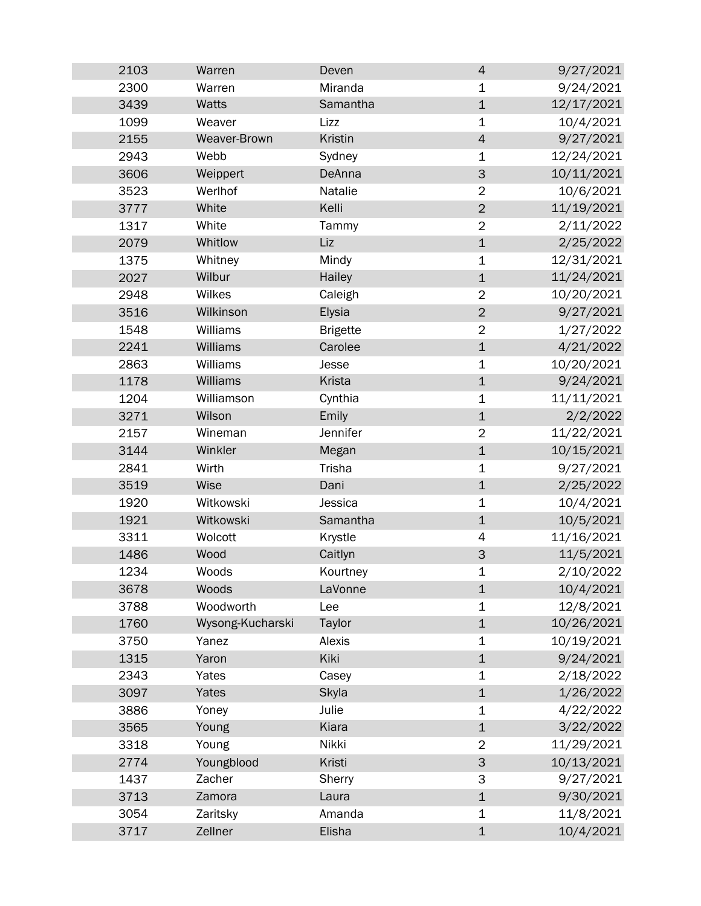| | | | | |
|---|---|---|---|---|
| 2103 | Warren | Deven | 4 | 9/27/2021 |
| 2300 | Warren | Miranda | 1 | 9/24/2021 |
| 3439 | Watts | Samantha | 1 | 12/17/2021 |
| 1099 | Weaver | Lizz | 1 | 10/4/2021 |
| 2155 | Weaver-Brown | Kristin | 4 | 9/27/2021 |
| 2943 | Webb | Sydney | 1 | 12/24/2021 |
| 3606 | Weippert | DeAnna | 3 | 10/11/2021 |
| 3523 | Werlhof | Natalie | 2 | 10/6/2021 |
| 3777 | White | Kelli | 2 | 11/19/2021 |
| 1317 | White | Tammy | 2 | 2/11/2022 |
| 2079 | Whitlow | Liz | 1 | 2/25/2022 |
| 1375 | Whitney | Mindy | 1 | 12/31/2021 |
| 2027 | Wilbur | Hailey | 1 | 11/24/2021 |
| 2948 | Wilkes | Caleigh | 2 | 10/20/2021 |
| 3516 | Wilkinson | Elysia | 2 | 9/27/2021 |
| 1548 | Williams | Brigette | 2 | 1/27/2022 |
| 2241 | Williams | Carolee | 1 | 4/21/2022 |
| 2863 | Williams | Jesse | 1 | 10/20/2021 |
| 1178 | Williams | Krista | 1 | 9/24/2021 |
| 1204 | Williamson | Cynthia | 1 | 11/11/2021 |
| 3271 | Wilson | Emily | 1 | 2/2/2022 |
| 2157 | Wineman | Jennifer | 2 | 11/22/2021 |
| 3144 | Winkler | Megan | 1 | 10/15/2021 |
| 2841 | Wirth | Trisha | 1 | 9/27/2021 |
| 3519 | Wise | Dani | 1 | 2/25/2022 |
| 1920 | Witkowski | Jessica | 1 | 10/4/2021 |
| 1921 | Witkowski | Samantha | 1 | 10/5/2021 |
| 3311 | Wolcott | Krystle | 4 | 11/16/2021 |
| 1486 | Wood | Caitlyn | 3 | 11/5/2021 |
| 1234 | Woods | Kourtney | 1 | 2/10/2022 |
| 3678 | Woods | LaVonne | 1 | 10/4/2021 |
| 3788 | Woodworth | Lee | 1 | 12/8/2021 |
| 1760 | Wysong-Kucharski | Taylor | 1 | 10/26/2021 |
| 3750 | Yanez | Alexis | 1 | 10/19/2021 |
| 1315 | Yaron | Kiki | 1 | 9/24/2021 |
| 2343 | Yates | Casey | 1 | 2/18/2022 |
| 3097 | Yates | Skyla | 1 | 1/26/2022 |
| 3886 | Yoney | Julie | 1 | 4/22/2022 |
| 3565 | Young | Kiara | 1 | 3/22/2022 |
| 3318 | Young | Nikki | 2 | 11/29/2021 |
| 2774 | Youngblood | Kristi | 3 | 10/13/2021 |
| 1437 | Zacher | Sherry | 3 | 9/27/2021 |
| 3713 | Zamora | Laura | 1 | 9/30/2021 |
| 3054 | Zaritsky | Amanda | 1 | 11/8/2021 |
| 3717 | Zellner | Elisha | 1 | 10/4/2021 |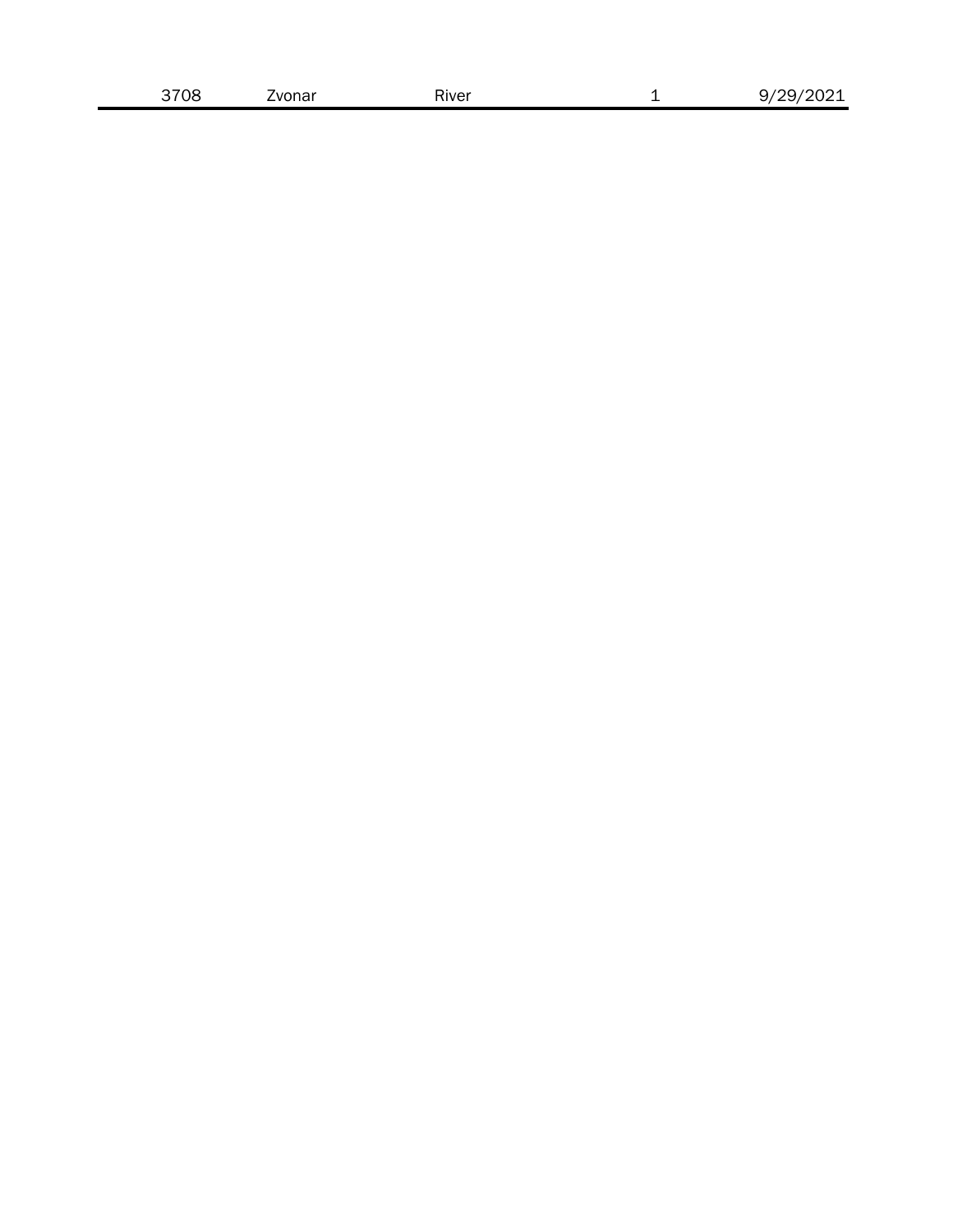| | | | | |
|---|---|---|---|---|
| 3708 | Zvonar | River | 1 | 9/29/2021 |